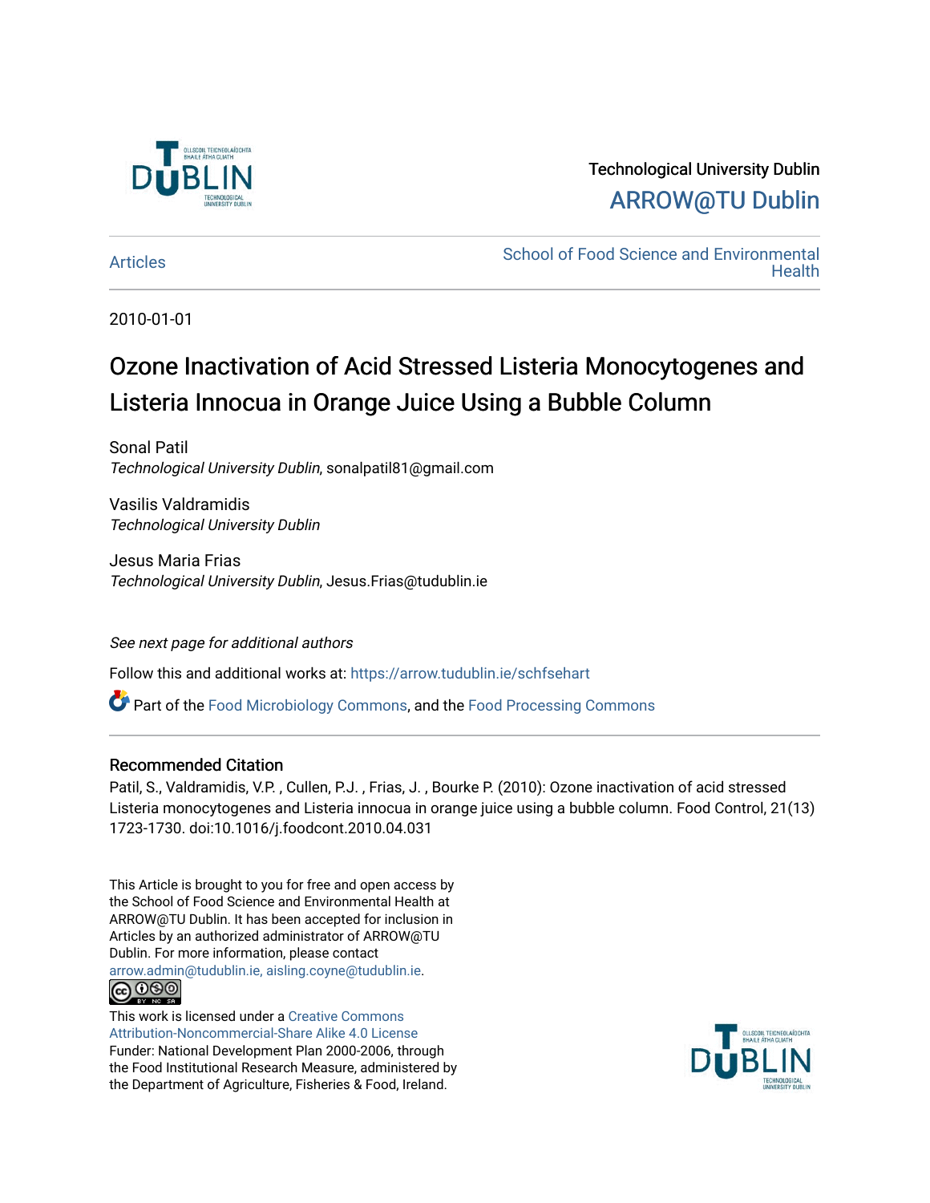Technological University Dublin

ARROW@TU Dublin

Articles

School of Food Science and Environmental Health

2010-01-01

# Ozone Inactivation of Acid Stressed Listeria Monocytogenes and Listeria Innocua in Orange Juice Using a Bubble Column

Sonal Patil
*Technological University Dublin*, sonalpatil81@gmail.com

Vasilis Valdramidis
*Technological University Dublin*

Jesus Maria Frias
*Technological University Dublin*, Jesus.Frias@tudublin.ie

*See next page for additional authors*

Follow this and additional works at: https://arrow.tudublin.ie/schfsehart

Part of the Food Microbiology Commons, and the Food Processing Commons

## Recommended Citation

Patil, S., Valdramidis, V.P. , Cullen, P.J. , Frias, J. , Bourke P. (2010): Ozone inactivation of acid stressed Listeria monocytogenes and Listeria innocua in orange juice using a bubble column. Food Control, 21(13) 1723-1730. doi:10.1016/j.foodcont.2010.04.031

This Article is brought to you for free and open access by the School of Food Science and Environmental Health at ARROW@TU Dublin. It has been accepted for inclusion in Articles by an authorized administrator of ARROW@TU Dublin. For more information, please contact arrow.admin@tudublin.ie, aisling.coyne@tudublin.ie.

This work is licensed under a Creative Commons Attribution-Noncommercial-Share Alike 4.0 License
Funder: National Development Plan 2000-2006, through the Food Institutional Research Measure, administered by the Department of Agriculture, Fisheries & Food, Ireland.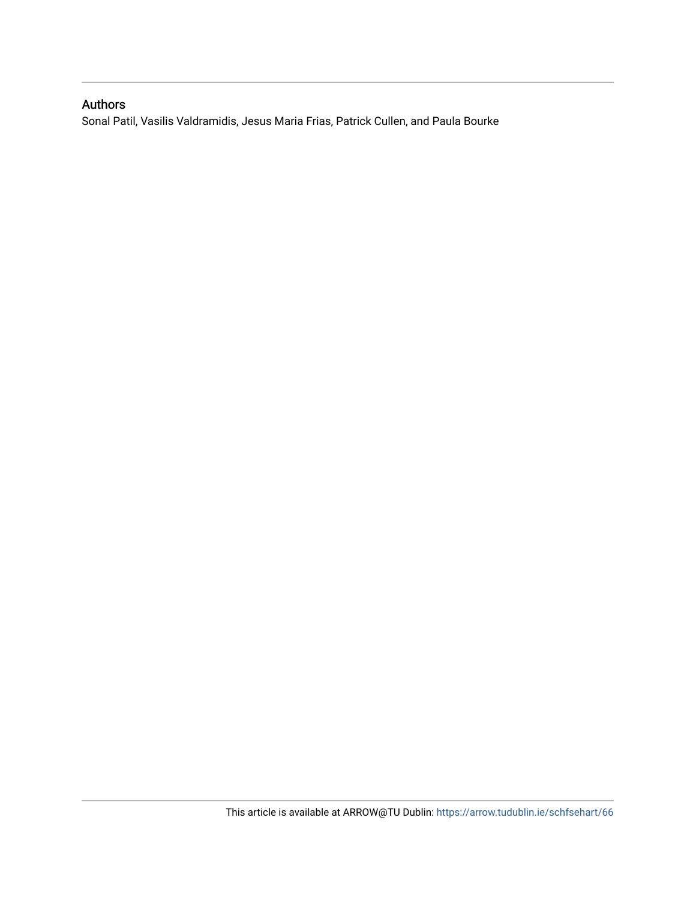## Authors

Sonal Patil, Vasilis Valdramidis, Jesus Maria Frias, Patrick Cullen, and Paula Bourke

This article is available at ARROW@TU Dublin: https://arrow.tudublin.ie/schfsehart/66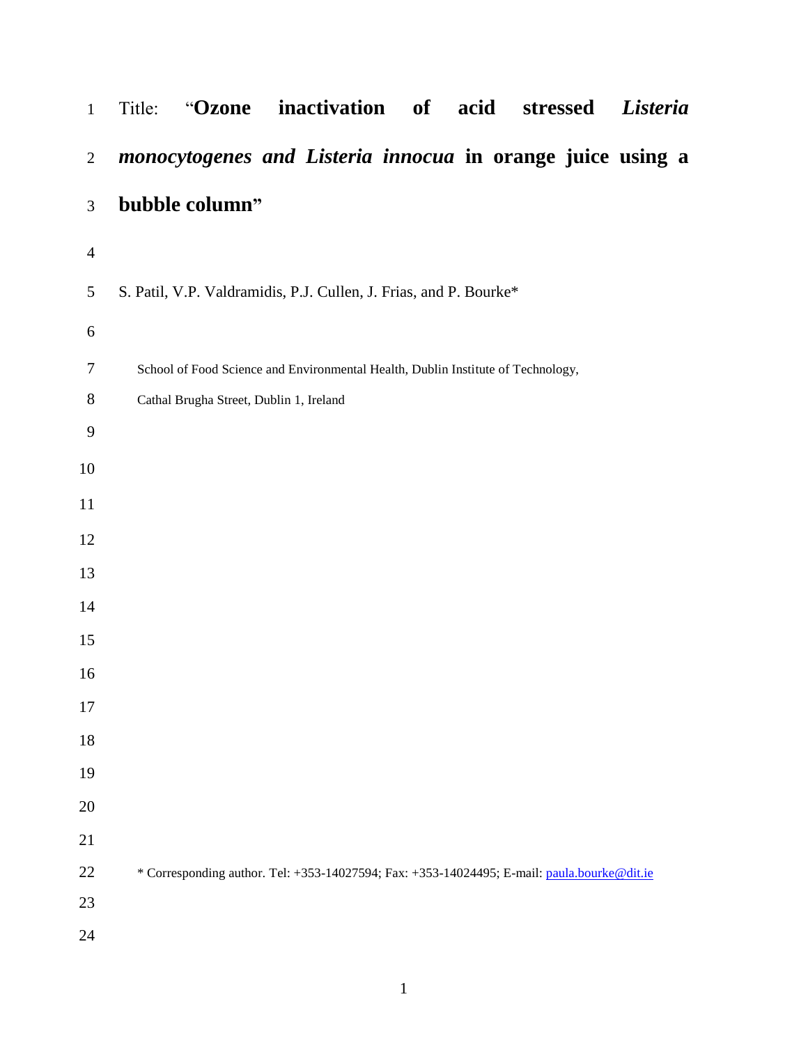Title: "**Ozone inactivation of acid stressed *Listeria monocytogenes and Listeria innocua* in orange juice using a bubble column**"

S. Patil, V.P. Valdramidis, P.J. Cullen, J. Frias, and P. Bourke*

School of Food Science and Environmental Health, Dublin Institute of Technology, Cathal Brugha Street, Dublin 1, Ireland

* Corresponding author. Tel: +353-14027594; Fax: +353-14024495; E-mail: paula.bourke@dit.ie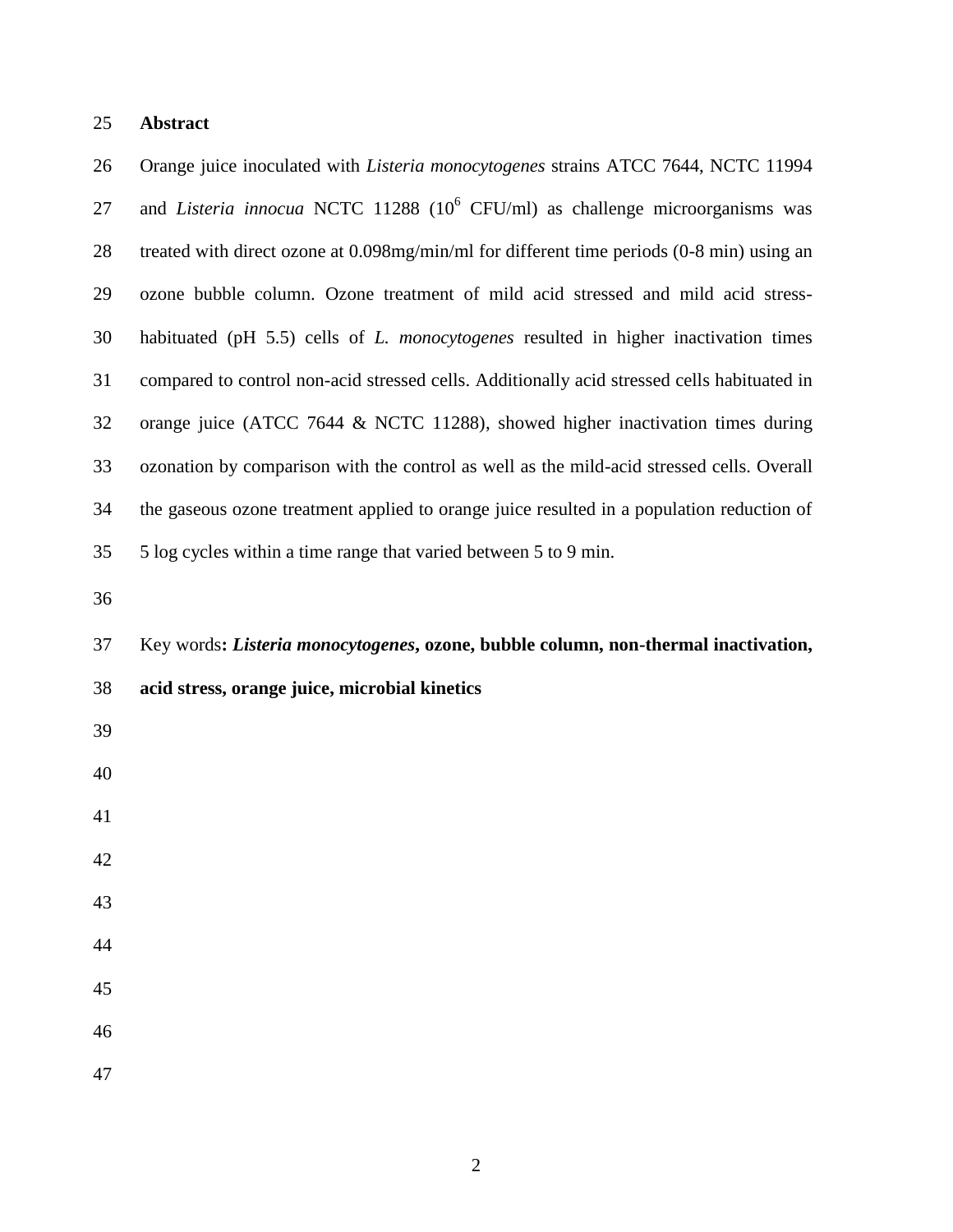## Abstract

Orange juice inoculated with *Listeria monocytogenes* strains ATCC 7644, NCTC 11994 and *Listeria innocua* NCTC 11288 ($10^6$ CFU/ml) as challenge microorganisms was treated with direct ozone at 0.098mg/min/ml for different time periods (0-8 min) using an ozone bubble column. Ozone treatment of mild acid stressed and mild acid stress-habituated (pH 5.5) cells of *L. monocytogenes* resulted in higher inactivation times compared to control non-acid stressed cells. Additionally acid stressed cells habituated in orange juice (ATCC 7644 & NCTC 11288), showed higher inactivation times during ozonation by comparison with the control as well as the mild-acid stressed cells. Overall the gaseous ozone treatment applied to orange juice resulted in a population reduction of 5 log cycles within a time range that varied between 5 to 9 min.

Key words**: *Listeria monocytogenes*, ozone, bubble column, non-thermal inactivation, acid stress, orange juice, microbial kinetics**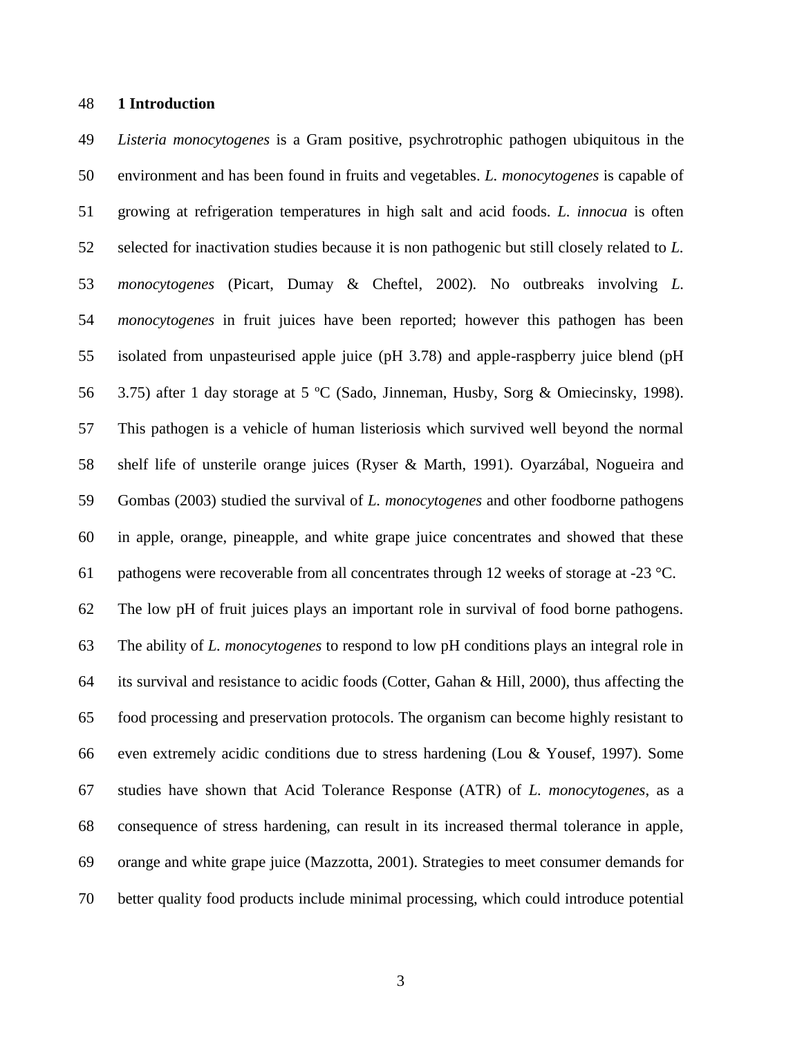## 1 Introduction

*Listeria monocytogenes* is a Gram positive, psychrotrophic pathogen ubiquitous in the environment and has been found in fruits and vegetables. *L. monocytogenes* is capable of growing at refrigeration temperatures in high salt and acid foods. *L. innocua* is often selected for inactivation studies because it is non pathogenic but still closely related to *L. monocytogenes* (Picart, Dumay & Cheftel, 2002). No outbreaks involving *L. monocytogenes* in fruit juices have been reported; however this pathogen has been isolated from unpasteurised apple juice (pH 3.78) and apple-raspberry juice blend (pH 3.75) after 1 day storage at 5 ºC (Sado, Jinneman, Husby, Sorg & Omiecinsky, 1998). This pathogen is a vehicle of human listeriosis which survived well beyond the normal shelf life of unsterile orange juices (Ryser & Marth, 1991). Oyarzábal, Nogueira and Gombas (2003) studied the survival of *L. monocytogenes* and other foodborne pathogens in apple, orange, pineapple, and white grape juice concentrates and showed that these pathogens were recoverable from all concentrates through 12 weeks of storage at -23 °C. The low pH of fruit juices plays an important role in survival of food borne pathogens. The ability of *L. monocytogenes* to respond to low pH conditions plays an integral role in its survival and resistance to acidic foods (Cotter, Gahan & Hill, 2000), thus affecting the food processing and preservation protocols. The organism can become highly resistant to even extremely acidic conditions due to stress hardening (Lou & Yousef, 1997). Some studies have shown that Acid Tolerance Response (ATR) of *L. monocytogenes*, as a consequence of stress hardening, can result in its increased thermal tolerance in apple, orange and white grape juice (Mazzotta, 2001). Strategies to meet consumer demands for better quality food products include minimal processing, which could introduce potential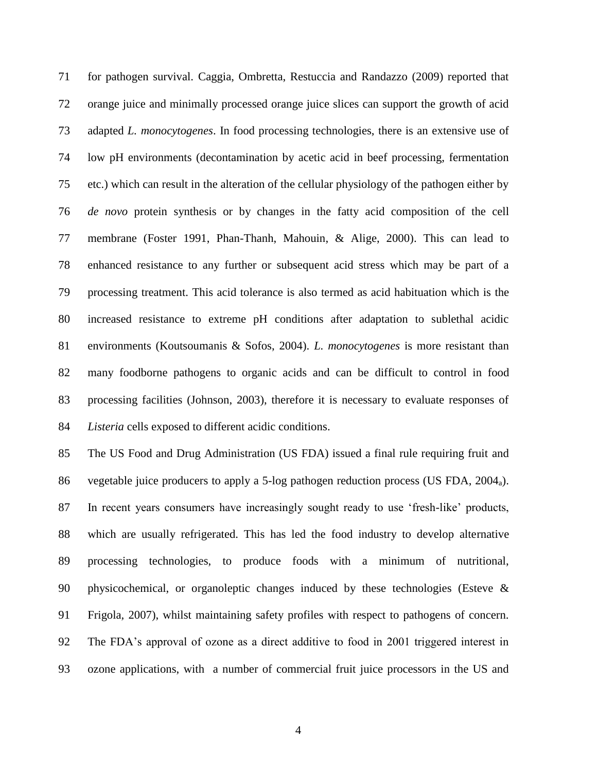for pathogen survival. Caggia, Ombretta, Restuccia and Randazzo (2009) reported that orange juice and minimally processed orange juice slices can support the growth of acid adapted *L. monocytogenes*. In food processing technologies, there is an extensive use of low pH environments (decontamination by acetic acid in beef processing, fermentation etc.) which can result in the alteration of the cellular physiology of the pathogen either by *de novo* protein synthesis or by changes in the fatty acid composition of the cell membrane (Foster 1991, Phan-Thanh, Mahouin, & Alige, 2000). This can lead to enhanced resistance to any further or subsequent acid stress which may be part of a processing treatment. This acid tolerance is also termed as acid habituation which is the increased resistance to extreme pH conditions after adaptation to sublethal acidic environments (Koutsoumanis & Sofos, 2004). *L. monocytogenes* is more resistant than many foodborne pathogens to organic acids and can be difficult to control in food processing facilities (Johnson, 2003), therefore it is necessary to evaluate responses of *Listeria* cells exposed to different acidic conditions.

The US Food and Drug Administration (US FDA) issued a final rule requiring fruit and vegetable juice producers to apply a 5-log pathogen reduction process (US FDA, $2004_a$). In recent years consumers have increasingly sought ready to use 'fresh-like' products, which are usually refrigerated. This has led the food industry to develop alternative processing technologies, to produce foods with a minimum of nutritional, physicochemical, or organoleptic changes induced by these technologies (Esteve & Frigola, 2007), whilst maintaining safety profiles with respect to pathogens of concern. The FDA's approval of ozone as a direct additive to food in 2001 triggered interest in ozone applications, with a number of commercial fruit juice processors in the US and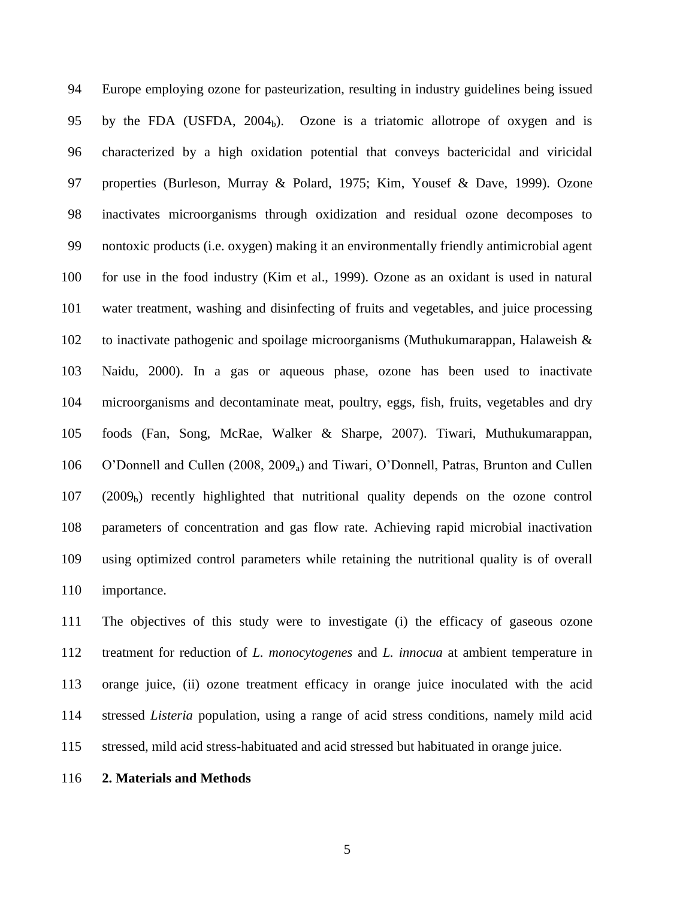Europe employing ozone for pasteurization, resulting in industry guidelines being issued by the FDA (USFDA, $2004_b$). Ozone is a triatomic allotrope of oxygen and is characterized by a high oxidation potential that conveys bactericidal and viricidal properties (Burleson, Murray & Polard, 1975; Kim, Yousef & Dave, 1999). Ozone inactivates microorganisms through oxidization and residual ozone decomposes to nontoxic products (i.e. oxygen) making it an environmentally friendly antimicrobial agent for use in the food industry (Kim et al., 1999). Ozone as an oxidant is used in natural water treatment, washing and disinfecting of fruits and vegetables, and juice processing to inactivate pathogenic and spoilage microorganisms (Muthukumarappan, Halaweish & Naidu, 2000). In a gas or aqueous phase, ozone has been used to inactivate microorganisms and decontaminate meat, poultry, eggs, fish, fruits, vegetables and dry foods (Fan, Song, McRae, Walker & Sharpe, 2007). Tiwari, Muthukumarappan, O'Donnell and Cullen (2008, $2009_a$) and Tiwari, O'Donnell, Patras, Brunton and Cullen ($2009_b$) recently highlighted that nutritional quality depends on the ozone control parameters of concentration and gas flow rate. Achieving rapid microbial inactivation using optimized control parameters while retaining the nutritional quality is of overall importance.

The objectives of this study were to investigate (i) the efficacy of gaseous ozone treatment for reduction of *L. monocytogenes* and *L. innocua* at ambient temperature in orange juice, (ii) ozone treatment efficacy in orange juice inoculated with the acid stressed *Listeria* population, using a range of acid stress conditions, namely mild acid stressed, mild acid stress-habituated and acid stressed but habituated in orange juice.

## 2. Materials and Methods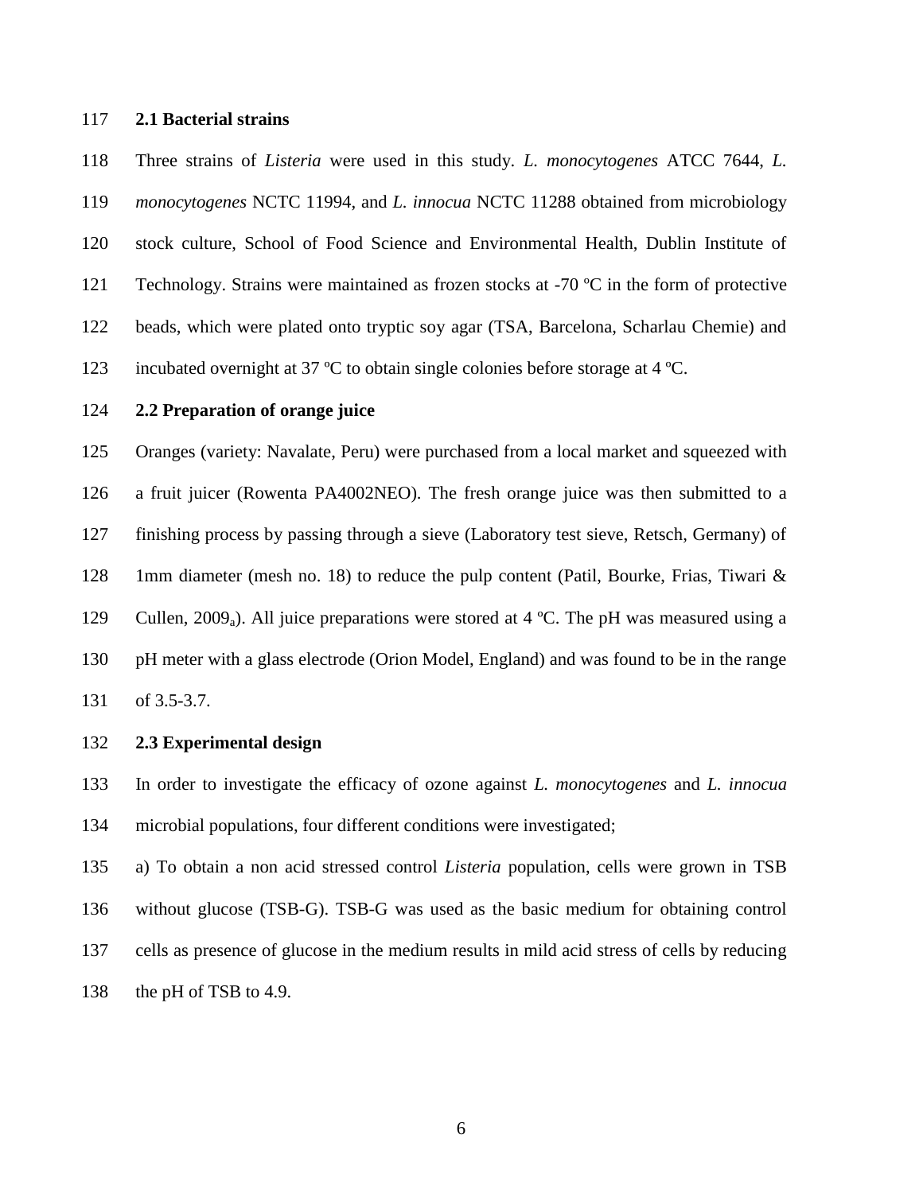### 2.1 Bacterial strains

Three strains of *Listeria* were used in this study. *L. monocytogenes* ATCC 7644, *L. monocytogenes* NCTC 11994, and *L. innocua* NCTC 11288 obtained from microbiology stock culture, School of Food Science and Environmental Health, Dublin Institute of Technology. Strains were maintained as frozen stocks at -70 ºC in the form of protective beads, which were plated onto tryptic soy agar (TSA, Barcelona, Scharlau Chemie) and incubated overnight at 37 ºC to obtain single colonies before storage at 4 ºC.

### 2.2 Preparation of orange juice

Oranges (variety: Navalate, Peru) were purchased from a local market and squeezed with a fruit juicer (Rowenta PA4002NEO). The fresh orange juice was then submitted to a finishing process by passing through a sieve (Laboratory test sieve, Retsch, Germany) of 1mm diameter (mesh no. 18) to reduce the pulp content (Patil, Bourke, Frias, Tiwari & Cullen, $2009_a$). All juice preparations were stored at 4 ºC. The pH was measured using a pH meter with a glass electrode (Orion Model, England) and was found to be in the range of 3.5-3.7.

### 2.3 Experimental design

In order to investigate the efficacy of ozone against *L. monocytogenes* and *L. innocua* microbial populations, four different conditions were investigated;

a) To obtain a non acid stressed control *Listeria* population, cells were grown in TSB without glucose (TSB-G). TSB-G was used as the basic medium for obtaining control cells as presence of glucose in the medium results in mild acid stress of cells by reducing the pH of TSB to 4.9.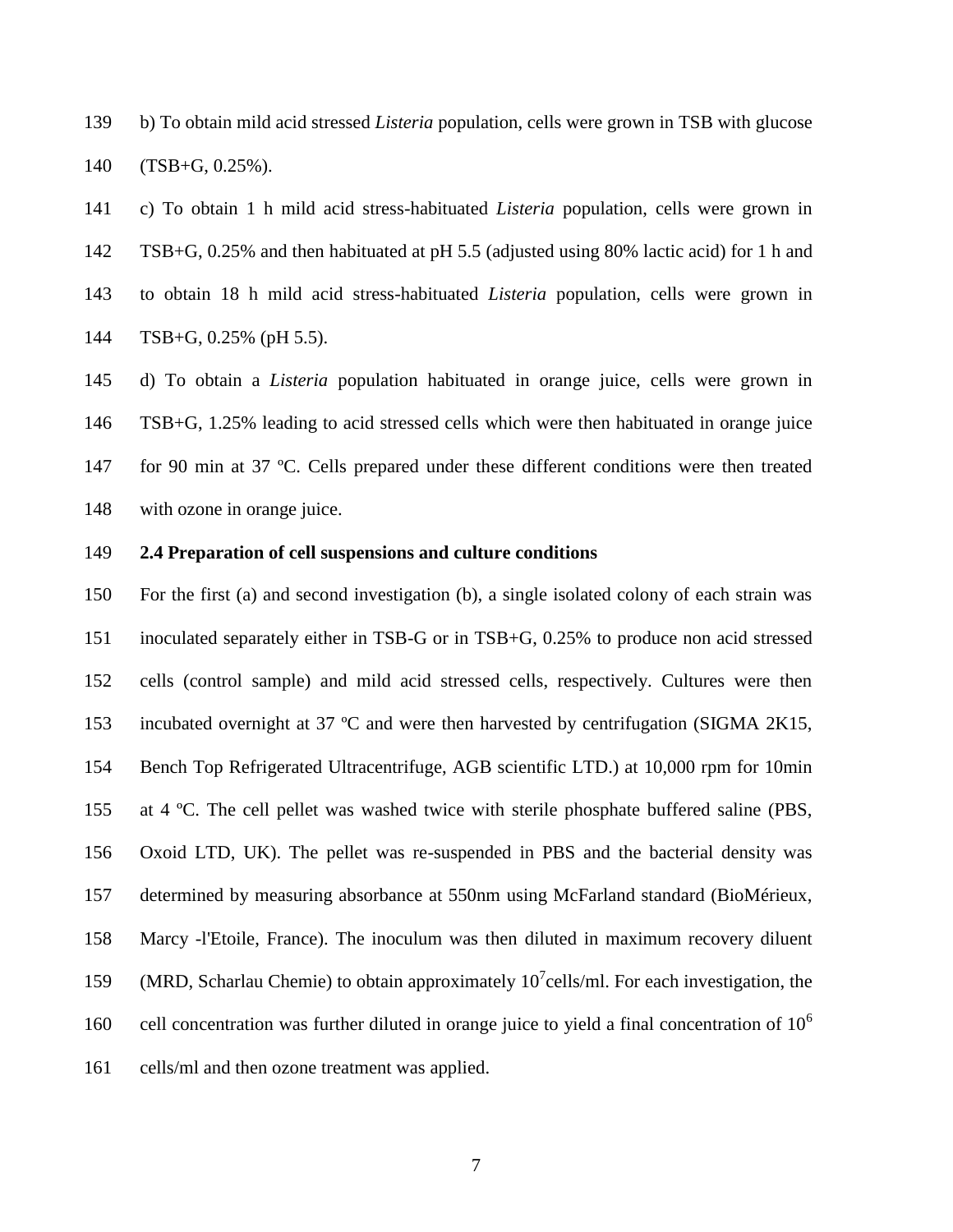b) To obtain mild acid stressed *Listeria* population, cells were grown in TSB with glucose (TSB+G, 0.25%).

c) To obtain 1 h mild acid stress-habituated *Listeria* population, cells were grown in TSB+G, 0.25% and then habituated at pH 5.5 (adjusted using 80% lactic acid) for 1 h and to obtain 18 h mild acid stress-habituated *Listeria* population, cells were grown in TSB+G, 0.25% (pH 5.5).

d) To obtain a *Listeria* population habituated in orange juice, cells were grown in TSB+G, 1.25% leading to acid stressed cells which were then habituated in orange juice for 90 min at 37 ºC. Cells prepared under these different conditions were then treated with ozone in orange juice.

**2.4 Preparation of cell suspensions and culture conditions**

For the first (a) and second investigation (b), a single isolated colony of each strain was inoculated separately either in TSB-G or in TSB+G, 0.25% to produce non acid stressed cells (control sample) and mild acid stressed cells, respectively. Cultures were then incubated overnight at 37 ºC and were then harvested by centrifugation (SIGMA 2K15, Bench Top Refrigerated Ultracentrifuge, AGB scientific LTD.) at 10,000 rpm for 10min at 4 ºC. The cell pellet was washed twice with sterile phosphate buffered saline (PBS, Oxoid LTD, UK). The pellet was re-suspended in PBS and the bacterial density was determined by measuring absorbance at 550nm using McFarland standard (BioMérieux, Marcy -l'Etoile, France). The inoculum was then diluted in maximum recovery diluent (MRD, Scharlau Chemie) to obtain approximately $10^7$cells/ml. For each investigation, the cell concentration was further diluted in orange juice to yield a final concentration of $10^6$ cells/ml and then ozone treatment was applied.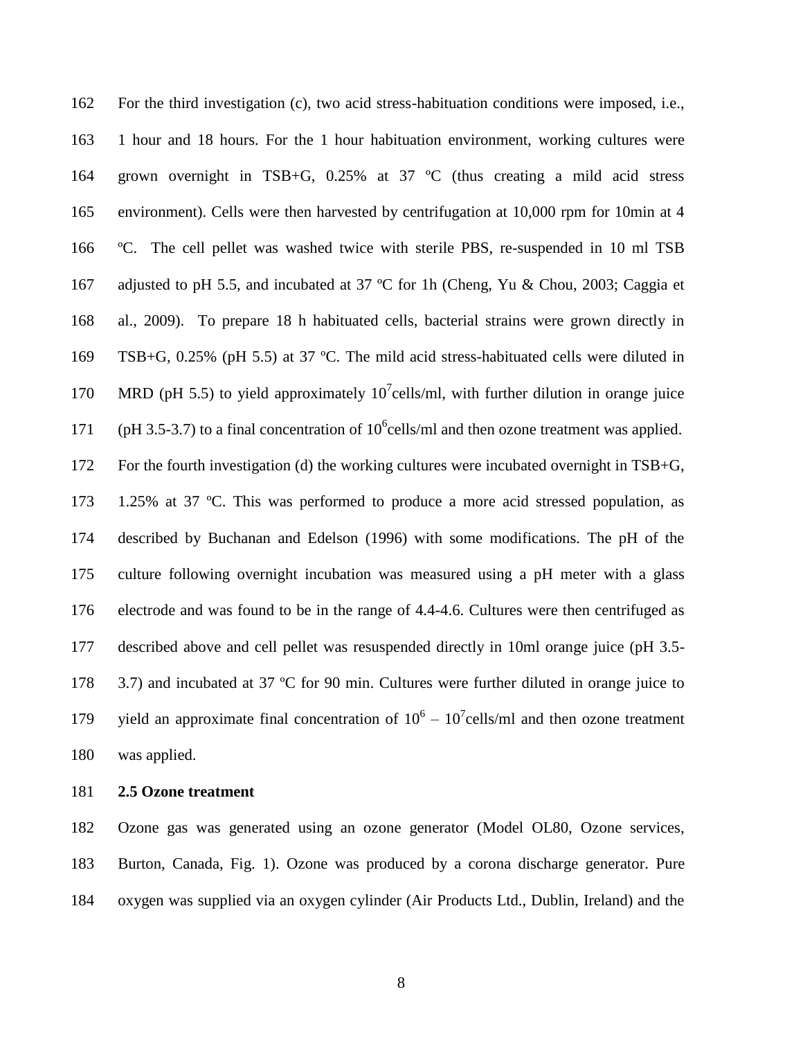For the third investigation (c), two acid stress-habituation conditions were imposed, i.e., 1 hour and 18 hours. For the 1 hour habituation environment, working cultures were grown overnight in TSB+G, 0.25% at 37 ºC (thus creating a mild acid stress environment). Cells were then harvested by centrifugation at 10,000 rpm for 10min at 4 ºC. The cell pellet was washed twice with sterile PBS, re-suspended in 10 ml TSB adjusted to pH 5.5, and incubated at 37 ºC for 1h (Cheng, Yu & Chou, 2003; Caggia et al., 2009). To prepare 18 h habituated cells, bacterial strains were grown directly in TSB+G, 0.25% (pH 5.5) at 37 ºC. The mild acid stress-habituated cells were diluted in MRD (pH 5.5) to yield approximately $10^7$cells/ml, with further dilution in orange juice (pH 3.5-3.7) to a final concentration of $10^6$cells/ml and then ozone treatment was applied. For the fourth investigation (d) the working cultures were incubated overnight in TSB+G, 1.25% at 37 ºC. This was performed to produce a more acid stressed population, as described by Buchanan and Edelson (1996) with some modifications. The pH of the culture following overnight incubation was measured using a pH meter with a glass electrode and was found to be in the range of 4.4-4.6. Cultures were then centrifuged as described above and cell pellet was resuspended directly in 10ml orange juice (pH 3.5-3.7) and incubated at 37 ºC for 90 min. Cultures were further diluted in orange juice to yield an approximate final concentration of $10^6$ – $10^7$cells/ml and then ozone treatment was applied.

### 2.5 Ozone treatment

Ozone gas was generated using an ozone generator (Model OL80, Ozone services, Burton, Canada, Fig. 1). Ozone was produced by a corona discharge generator. Pure oxygen was supplied via an oxygen cylinder (Air Products Ltd., Dublin, Ireland) and the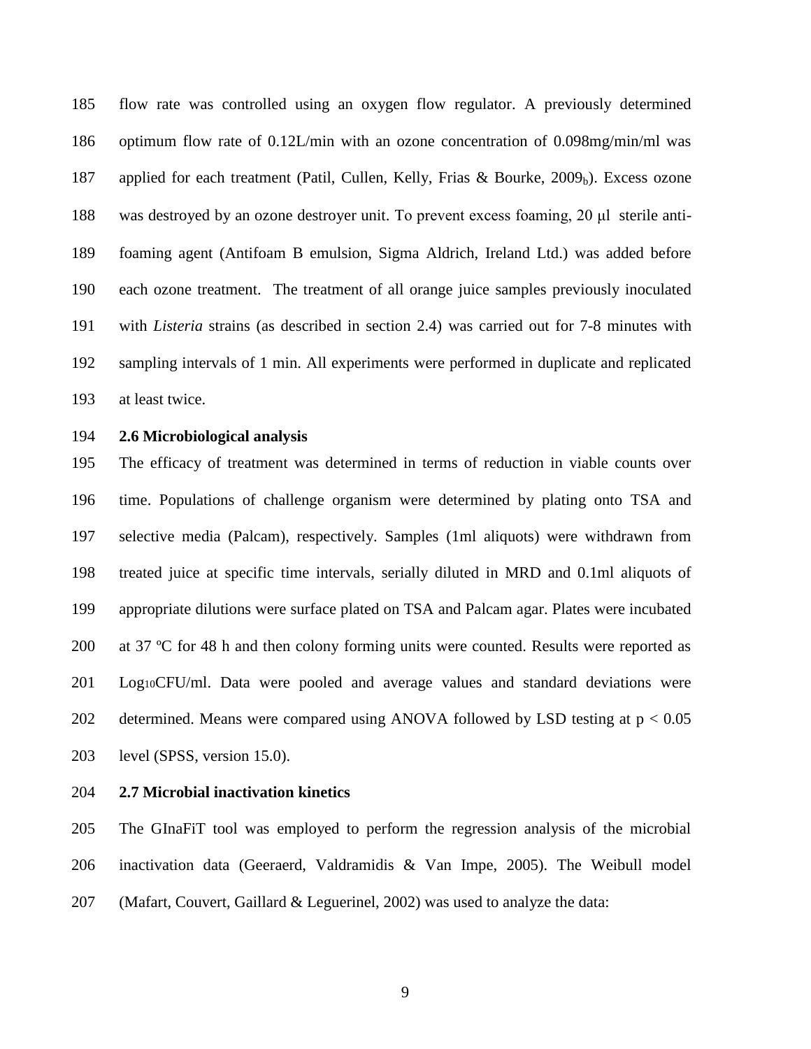flow rate was controlled using an oxygen flow regulator. A previously determined optimum flow rate of 0.12L/min with an ozone concentration of 0.098mg/min/ml was applied for each treatment (Patil, Cullen, Kelly, Frias & Bourke, $2009_b$). Excess ozone was destroyed by an ozone destroyer unit. To prevent excess foaming, 20 μl sterile anti-foaming agent (Antifoam B emulsion, Sigma Aldrich, Ireland Ltd.) was added before each ozone treatment. The treatment of all orange juice samples previously inoculated with *Listeria* strains (as described in section 2.4) was carried out for 7-8 minutes with sampling intervals of 1 min. All experiments were performed in duplicate and replicated at least twice.

**2.6 Microbiological analysis**

The efficacy of treatment was determined in terms of reduction in viable counts over time. Populations of challenge organism were determined by plating onto TSA and selective media (Palcam), respectively. Samples (1ml aliquots) were withdrawn from treated juice at specific time intervals, serially diluted in MRD and 0.1ml aliquots of appropriate dilutions were surface plated on TSA and Palcam agar. Plates were incubated at 37 ºC for 48 h and then colony forming units were counted. Results were reported as $Log_{10}$CFU/ml. Data were pooled and average values and standard deviations were determined. Means were compared using ANOVA followed by LSD testing at $p < 0.05$ level (SPSS, version 15.0).

**2.7 Microbial inactivation kinetics**

The GInaFiT tool was employed to perform the regression analysis of the microbial inactivation data (Geeraerd, Valdramidis & Van Impe, 2005). The Weibull model (Mafart, Couvert, Gaillard & Leguerinel, 2002) was used to analyze the data: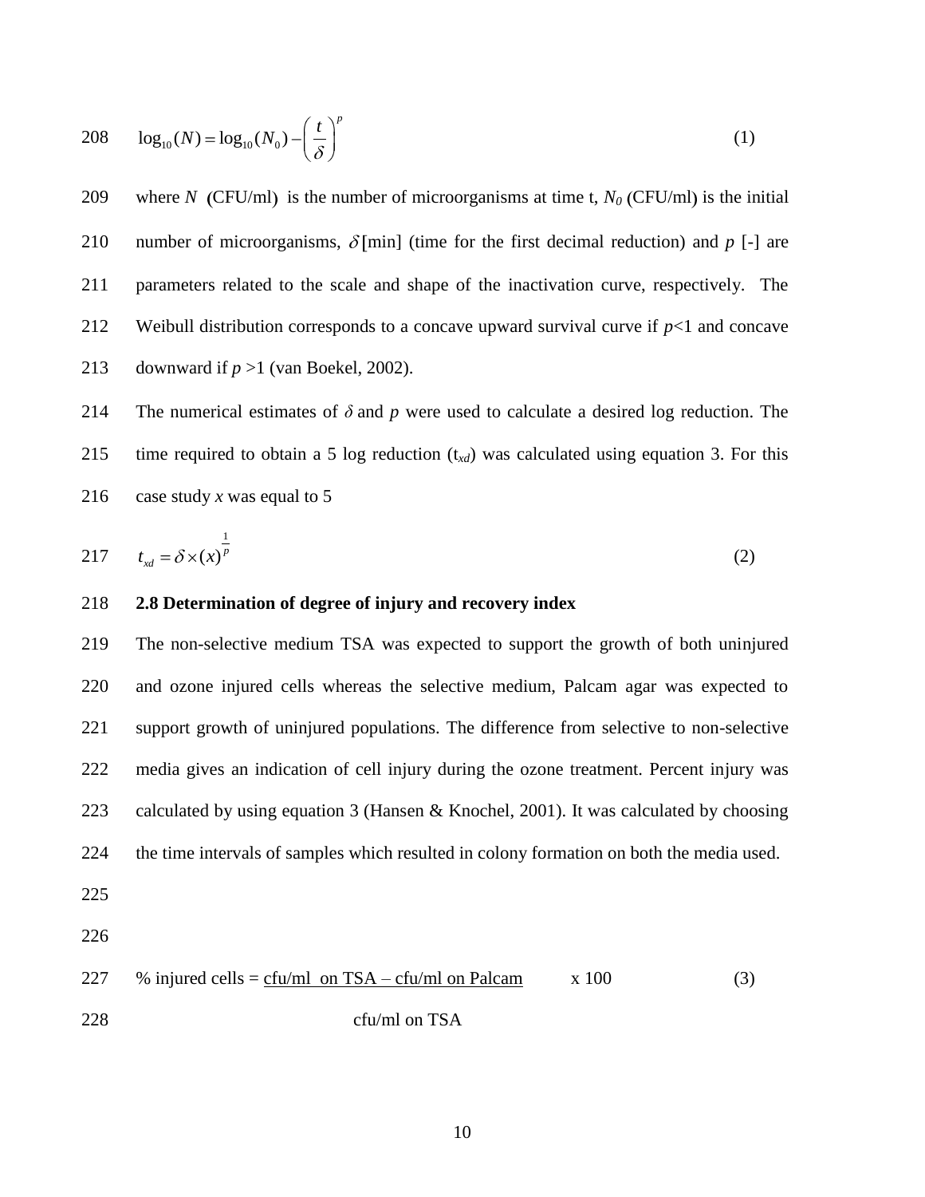$$\log_{10}(N) = \log_{10}(N_0) - \left(\frac{t}{\delta}\right)^p \quad (1)$$

where $N$ (CFU/ml) is the number of microorganisms at time t, $N_0$ (CFU/ml) is the initial number of microorganisms, $\delta$ [min] (time for the first decimal reduction) and $p$ [-] are parameters related to the scale and shape of the inactivation curve, respectively. The Weibull distribution corresponds to a concave upward survival curve if $p<1$ and concave downward if $p>1$ (van Boekel, 2002).

The numerical estimates of $\delta$ and $p$ were used to calculate a desired log reduction. The time required to obtain a 5 log reduction ($t_{xd}$) was calculated using equation 3. For this case study $x$ was equal to 5

$$t_{xd} = \delta \times (x)^{\frac{1}{p}} \quad (2)$$

### 2.8 Determination of degree of injury and recovery index

The non-selective medium TSA was expected to support the growth of both uninjured and ozone injured cells whereas the selective medium, Palcam agar was expected to support growth of uninjured populations. The difference from selective to non-selective media gives an indication of cell injury during the ozone treatment. Percent injury was calculated by using equation 3 (Hansen & Knochel, 2001). It was calculated by choosing the time intervals of samples which resulted in colony formation on both the media used.

$$\% \text{ injured cells} = \frac{\text{cfu/ml on TSA} - \text{cfu/ml on Palcam}}{\text{cfu/ml on TSA}} \times 100 \quad (3)$$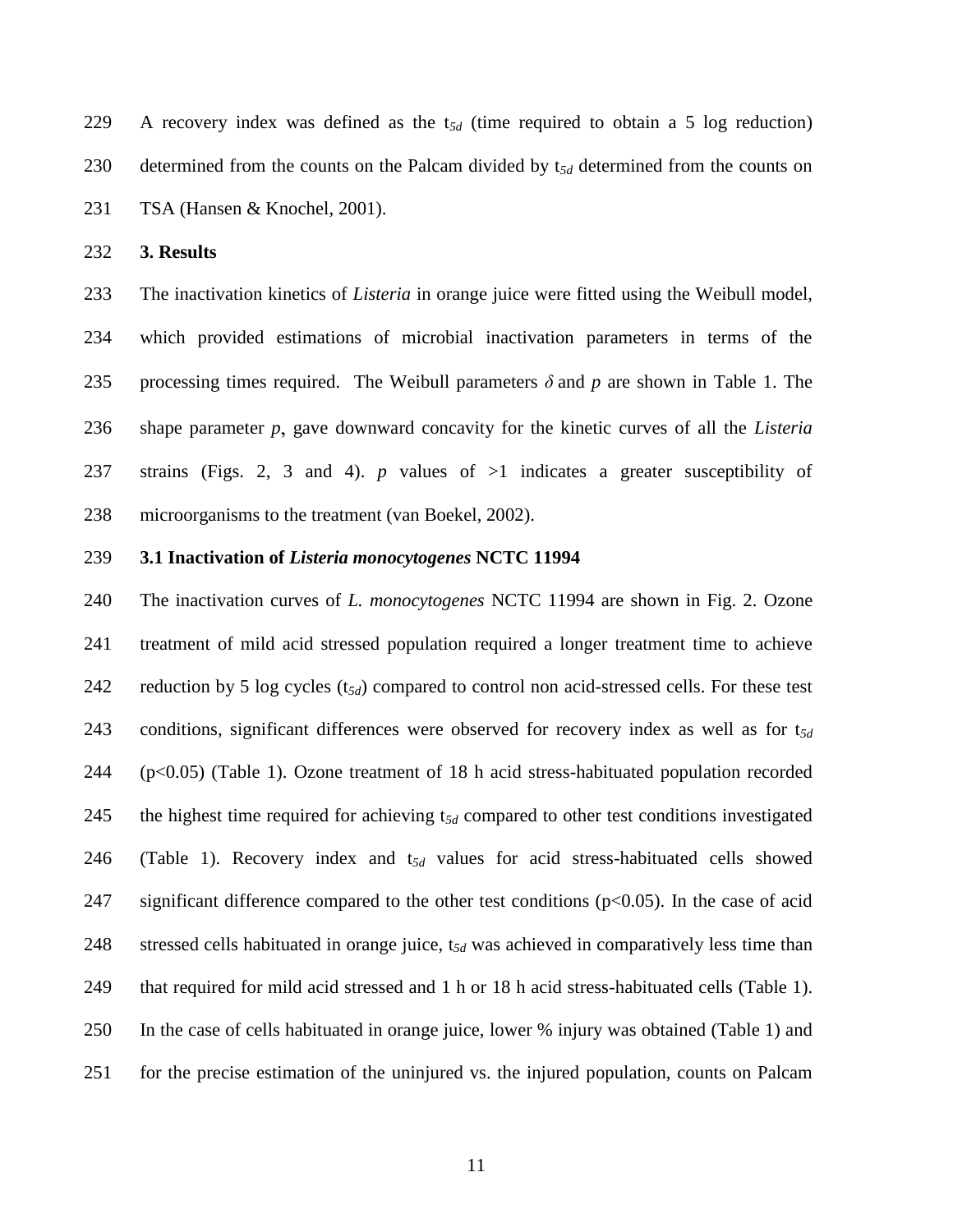A recovery index was defined as the $t_{5d}$ (time required to obtain a 5 log reduction) determined from the counts on the Palcam divided by $t_{5d}$ determined from the counts on TSA (Hansen & Knochel, 2001).

## 3. Results

The inactivation kinetics of *Listeria* in orange juice were fitted using the Weibull model, which provided estimations of microbial inactivation parameters in terms of the processing times required. The Weibull parameters $\delta$ and $p$ are shown in Table 1. The shape parameter $p$, gave downward concavity for the kinetic curves of all the *Listeria* strains (Figs. 2, 3 and 4). $p$ values of >1 indicates a greater susceptibility of microorganisms to the treatment (van Boekel, 2002).

### 3.1 Inactivation of *Listeria monocytogenes* NCTC 11994

The inactivation curves of *L. monocytogenes* NCTC 11994 are shown in Fig. 2. Ozone treatment of mild acid stressed population required a longer treatment time to achieve reduction by 5 log cycles ($t_{5d}$) compared to control non acid-stressed cells. For these test conditions, significant differences were observed for recovery index as well as for $t_{5d}$ ($p<0.05$) (Table 1). Ozone treatment of 18 h acid stress-habituated population recorded the highest time required for achieving $t_{5d}$ compared to other test conditions investigated (Table 1). Recovery index and $t_{5d}$ values for acid stress-habituated cells showed significant difference compared to the other test conditions ($p<0.05$). In the case of acid stressed cells habituated in orange juice, $t_{5d}$ was achieved in comparatively less time than that required for mild acid stressed and 1 h or 18 h acid stress-habituated cells (Table 1). In the case of cells habituated in orange juice, lower % injury was obtained (Table 1) and for the precise estimation of the uninjured vs. the injured population, counts on Palcam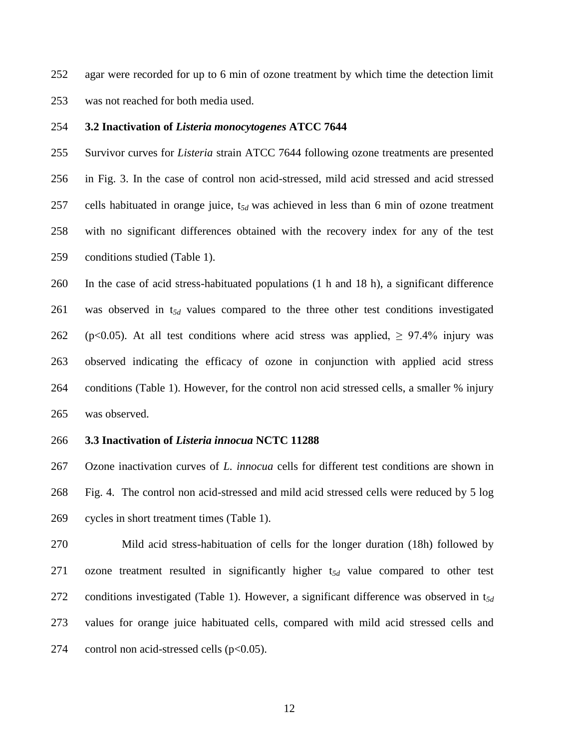agar were recorded for up to 6 min of ozone treatment by which time the detection limit was not reached for both media used.

### 3.2 Inactivation of *Listeria monocytogenes* ATCC 7644

Survivor curves for *Listeria* strain ATCC 7644 following ozone treatments are presented in Fig. 3. In the case of control non acid-stressed, mild acid stressed and acid stressed cells habituated in orange juice, $t_{5d}$ was achieved in less than 6 min of ozone treatment with no significant differences obtained with the recovery index for any of the test conditions studied (Table 1).

In the case of acid stress-habituated populations (1 h and 18 h), a significant difference was observed in $t_{5d}$ values compared to the three other test conditions investigated ($p<0.05$). At all test conditions where acid stress was applied, $\geq$ 97.4% injury was observed indicating the efficacy of ozone in conjunction with applied acid stress conditions (Table 1). However, for the control non acid stressed cells, a smaller % injury was observed.

### 3.3 Inactivation of *Listeria innocua* NCTC 11288

Ozone inactivation curves of *L. innocua* cells for different test conditions are shown in Fig. 4. The control non acid-stressed and mild acid stressed cells were reduced by 5 log cycles in short treatment times (Table 1).

Mild acid stress-habituation of cells for the longer duration (18h) followed by ozone treatment resulted in significantly higher $t_{5d}$ value compared to other test conditions investigated (Table 1). However, a significant difference was observed in $t_{5d}$ values for orange juice habituated cells, compared with mild acid stressed cells and control non acid-stressed cells ($p<0.05$).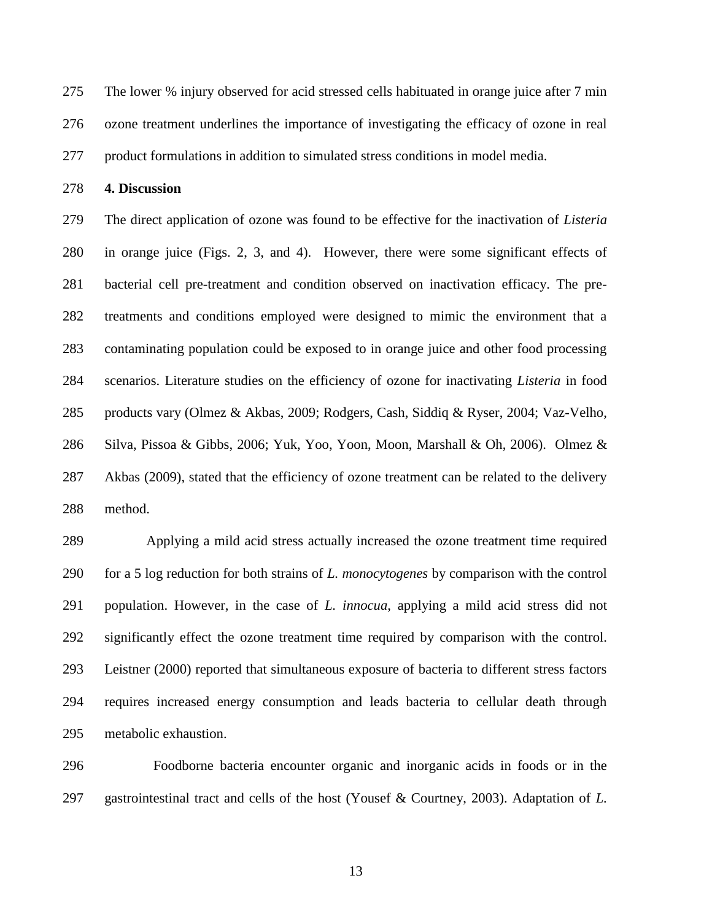The lower % injury observed for acid stressed cells habituated in orange juice after 7 min ozone treatment underlines the importance of investigating the efficacy of ozone in real product formulations in addition to simulated stress conditions in model media.

## 4. Discussion

The direct application of ozone was found to be effective for the inactivation of *Listeria* in orange juice (Figs. 2, 3, and 4). However, there were some significant effects of bacterial cell pre-treatment and condition observed on inactivation efficacy. The pre-treatments and conditions employed were designed to mimic the environment that a contaminating population could be exposed to in orange juice and other food processing scenarios. Literature studies on the efficiency of ozone for inactivating *Listeria* in food products vary (Olmez & Akbas, 2009; Rodgers, Cash, Siddiq & Ryser, 2004; Vaz-Velho, Silva, Pissoa & Gibbs, 2006; Yuk, Yoo, Yoon, Moon, Marshall & Oh, 2006). Olmez & Akbas (2009), stated that the efficiency of ozone treatment can be related to the delivery method.

Applying a mild acid stress actually increased the ozone treatment time required for a 5 log reduction for both strains of *L. monocytogenes* by comparison with the control population. However, in the case of *L. innocua*, applying a mild acid stress did not significantly effect the ozone treatment time required by comparison with the control. Leistner (2000) reported that simultaneous exposure of bacteria to different stress factors requires increased energy consumption and leads bacteria to cellular death through metabolic exhaustion.

Foodborne bacteria encounter organic and inorganic acids in foods or in the gastrointestinal tract and cells of the host (Yousef & Courtney, 2003). Adaptation of *L.*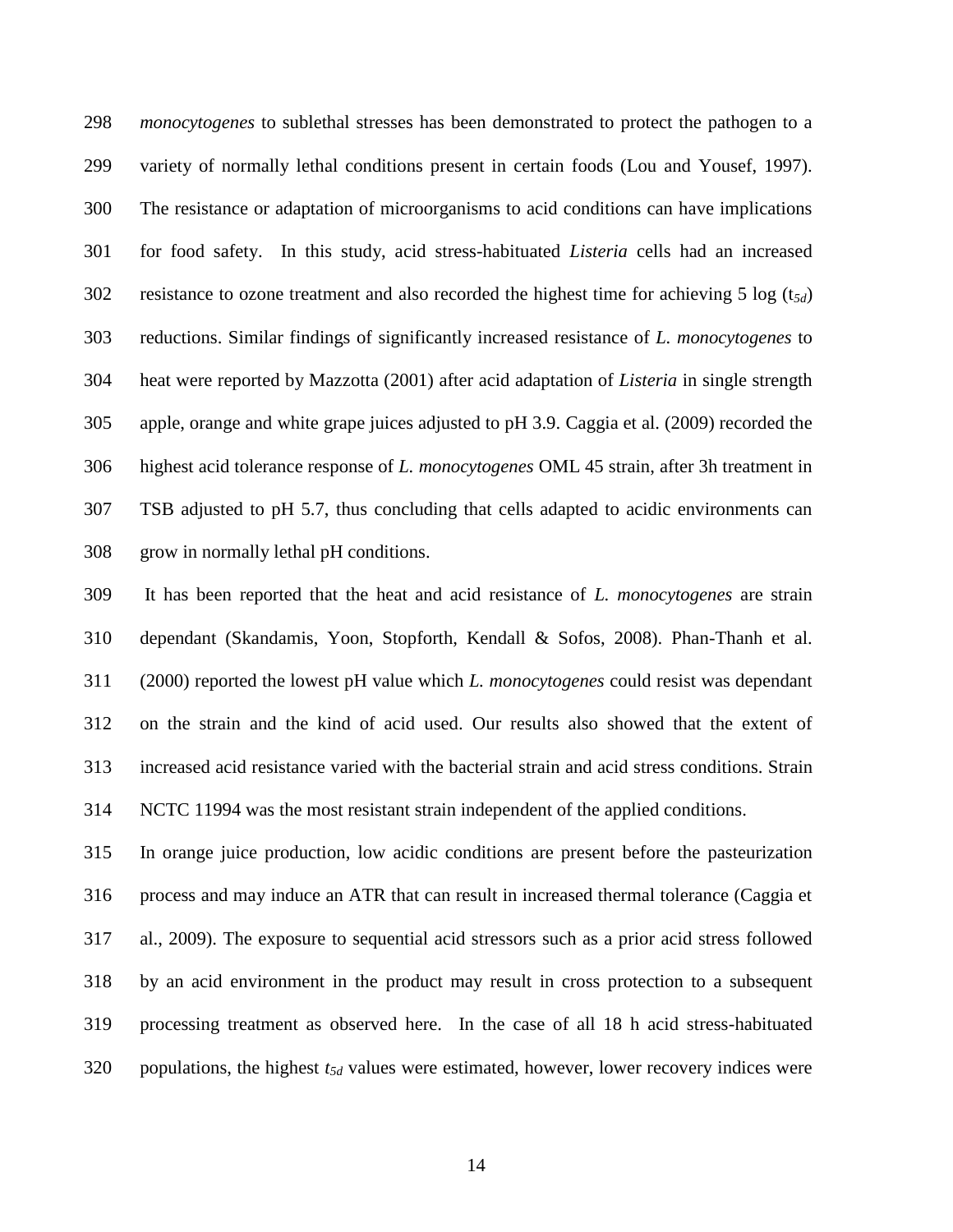*monocytogenes* to sublethal stresses has been demonstrated to protect the pathogen to a variety of normally lethal conditions present in certain foods (Lou and Yousef, 1997). The resistance or adaptation of microorganisms to acid conditions can have implications for food safety. In this study, acid stress-habituated *Listeria* cells had an increased resistance to ozone treatment and also recorded the highest time for achieving 5 log ($t_{5d}$) reductions. Similar findings of significantly increased resistance of *L. monocytogenes* to heat were reported by Mazzotta (2001) after acid adaptation of *Listeria* in single strength apple, orange and white grape juices adjusted to pH 3.9. Caggia et al. (2009) recorded the highest acid tolerance response of *L. monocytogenes* OML 45 strain, after 3h treatment in TSB adjusted to pH 5.7, thus concluding that cells adapted to acidic environments can grow in normally lethal pH conditions.

It has been reported that the heat and acid resistance of *L. monocytogenes* are strain dependant (Skandamis, Yoon, Stopforth, Kendall & Sofos, 2008). Phan-Thanh et al. (2000) reported the lowest pH value which *L. monocytogenes* could resist was dependant on the strain and the kind of acid used. Our results also showed that the extent of increased acid resistance varied with the bacterial strain and acid stress conditions. Strain NCTC 11994 was the most resistant strain independent of the applied conditions.

In orange juice production, low acidic conditions are present before the pasteurization process and may induce an ATR that can result in increased thermal tolerance (Caggia et al., 2009). The exposure to sequential acid stressors such as a prior acid stress followed by an acid environment in the product may result in cross protection to a subsequent processing treatment as observed here. In the case of all 18 h acid stress-habituated populations, the highest $t_{5d}$ values were estimated, however, lower recovery indices were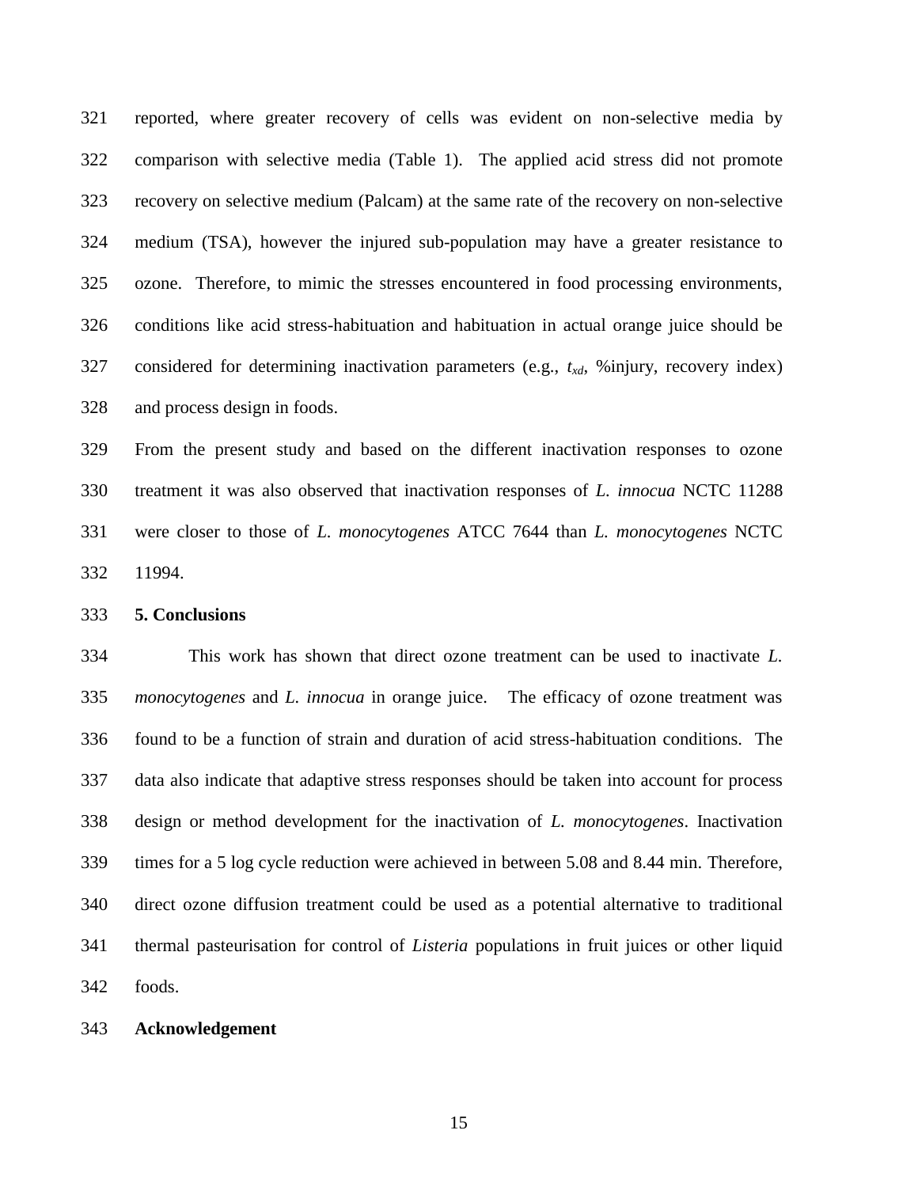reported, where greater recovery of cells was evident on non-selective media by comparison with selective media (Table 1). The applied acid stress did not promote recovery on selective medium (Palcam) at the same rate of the recovery on non-selective medium (TSA), however the injured sub-population may have a greater resistance to ozone. Therefore, to mimic the stresses encountered in food processing environments, conditions like acid stress-habituation and habituation in actual orange juice should be considered for determining inactivation parameters (e.g., $t_{xd}$, %injury, recovery index) and process design in foods.

From the present study and based on the different inactivation responses to ozone treatment it was also observed that inactivation responses of *L. innocua* NCTC 11288 were closer to those of *L. monocytogenes* ATCC 7644 than *L. monocytogenes* NCTC 11994.

## 5. Conclusions

This work has shown that direct ozone treatment can be used to inactivate *L. monocytogenes* and *L. innocua* in orange juice. The efficacy of ozone treatment was found to be a function of strain and duration of acid stress-habituation conditions. The data also indicate that adaptive stress responses should be taken into account for process design or method development for the inactivation of *L. monocytogenes*. Inactivation times for a 5 log cycle reduction were achieved in between 5.08 and 8.44 min. Therefore, direct ozone diffusion treatment could be used as a potential alternative to traditional thermal pasteurisation for control of *Listeria* populations in fruit juices or other liquid foods.

## Acknowledgement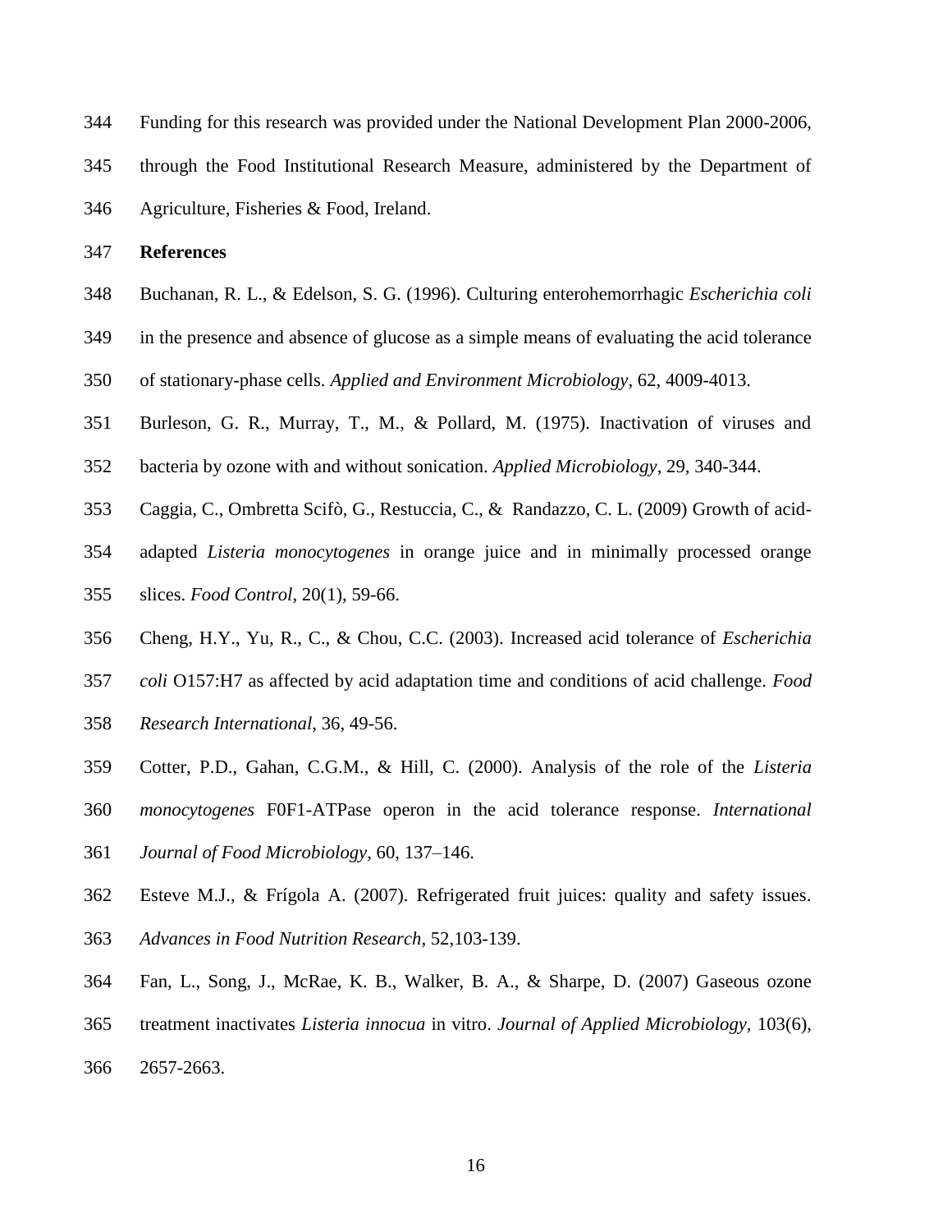Funding for this research was provided under the National Development Plan 2000-2006, through the Food Institutional Research Measure, administered by the Department of Agriculture, Fisheries & Food, Ireland.

## References

Buchanan, R. L., & Edelson, S. G. (1996). Culturing enterohemorrhagic *Escherichia coli* in the presence and absence of glucose as a simple means of evaluating the acid tolerance of stationary-phase cells. *Applied and Environment Microbiology*, 62, 4009-4013.

Burleson, G. R., Murray, T., M., & Pollard, M. (1975). Inactivation of viruses and bacteria by ozone with and without sonication. *Applied Microbiology*, 29, 340-344.

Caggia, C., Ombretta Scifò, G., Restuccia, C., & Randazzo, C. L. (2009) Growth of acid-adapted *Listeria monocytogenes* in orange juice and in minimally processed orange slices. *Food Control*, 20(1), 59-66.

Cheng, H.Y., Yu, R., C., & Chou, C.C. (2003). Increased acid tolerance of *Escherichia coli* O157:H7 as affected by acid adaptation time and conditions of acid challenge. *Food Research International*, 36, 49-56.

Cotter, P.D., Gahan, C.G.M., & Hill, C. (2000). Analysis of the role of the *Listeria monocytogenes* F0F1-ATPase operon in the acid tolerance response. *International Journal of Food Microbiology*, 60, 137–146.

Esteve M.J., & Frígola A. (2007). Refrigerated fruit juices: quality and safety issues. *Advances in Food Nutrition Research*, 52,103-139.

Fan, L., Song, J., McRae, K. B., Walker, B. A., & Sharpe, D. (2007) Gaseous ozone treatment inactivates *Listeria innocua* in vitro. *Journal of Applied Microbiology*, 103(6), 2657-2663.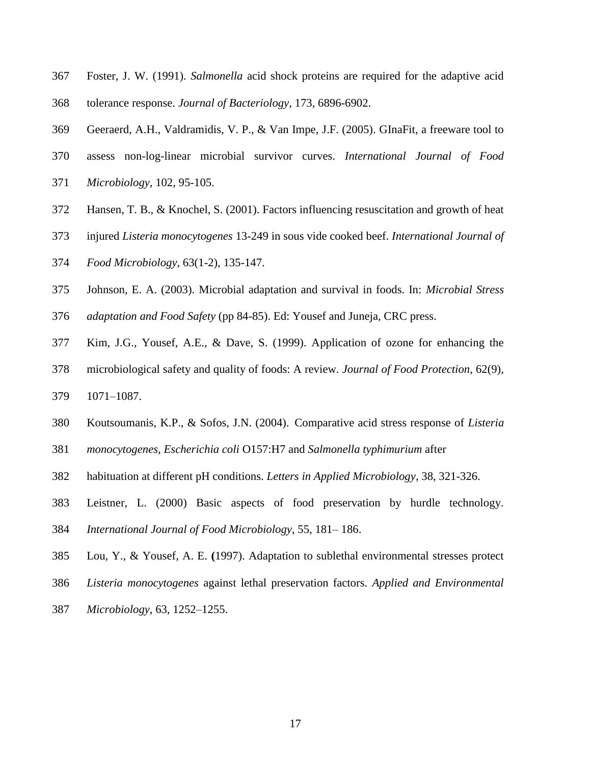Foster, J. W. (1991). *Salmonella* acid shock proteins are required for the adaptive acid tolerance response. *Journal of Bacteriology*, 173, 6896-6902.

Geeraerd, A.H., Valdramidis, V. P., & Van Impe, J.F. (2005). GInaFit, a freeware tool to assess non-log-linear microbial survivor curves. *International Journal of Food Microbiology*, 102, 95-105.

Hansen, T. B., & Knochel, S. (2001). Factors influencing resuscitation and growth of heat injured *Listeria monocytogenes* 13-249 in sous vide cooked beef. *International Journal of Food Microbiology*, 63(1-2), 135-147.

Johnson, E. A. (2003). Microbial adaptation and survival in foods. In: *Microbial Stress adaptation and Food Safety* (pp 84-85). Ed: Yousef and Juneja, CRC press.

Kim, J.G., Yousef, A.E., & Dave, S. (1999). Application of ozone for enhancing the microbiological safety and quality of foods: A review. *Journal of Food Protection*, 62(9), 1071–1087.

Koutsoumanis, K.P., & Sofos, J.N. (2004). Comparative acid stress response of *Listeria monocytogenes, Escherichia coli* O157:H7 and *Salmonella typhimurium* after habituation at different pH conditions. *Letters in Applied Microbiology*, 38, 321-326.

Leistner, L. (2000) Basic aspects of food preservation by hurdle technology. *International Journal of Food Microbiology*, 55, 181– 186.

Lou, Y., & Yousef, A. E. **(**1997). Adaptation to sublethal environmental stresses protect *Listeria monocytogenes* against lethal preservation factors. *Applied and Environmental Microbiology*, 63, 1252–1255.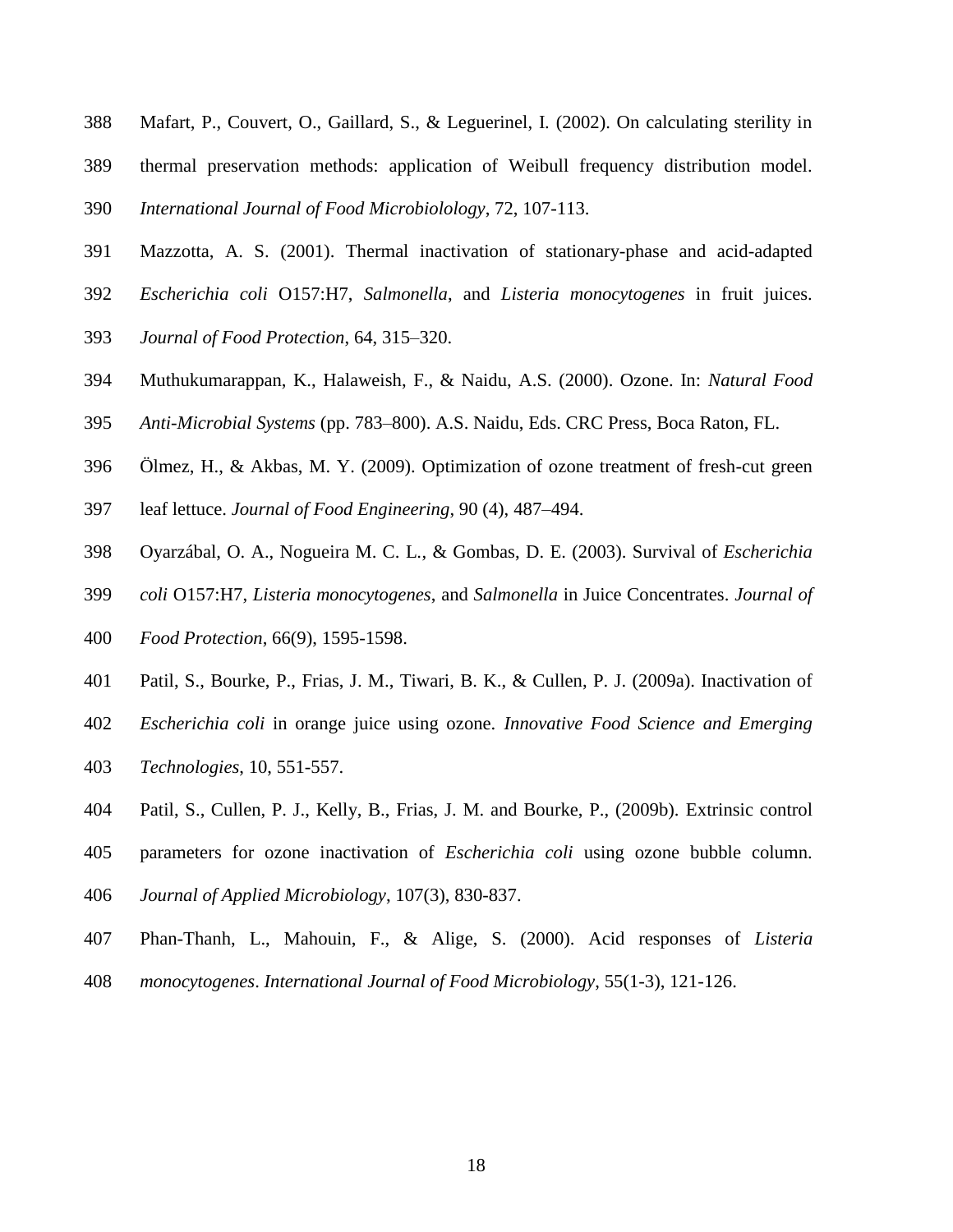Mafart, P., Couvert, O., Gaillard, S., & Leguerinel, I. (2002). On calculating sterility in thermal preservation methods: application of Weibull frequency distribution model. *International Journal of Food Microbiolology*, 72, 107-113.

Mazzotta, A. S. (2001). Thermal inactivation of stationary-phase and acid-adapted *Escherichia coli* O157:H7, *Salmonella*, and *Listeria monocytogenes* in fruit juices. *Journal of Food Protection*, 64, 315–320.

Muthukumarappan, K., Halaweish, F., & Naidu, A.S. (2000). Ozone. In: *Natural Food Anti-Microbial Systems* (pp. 783–800). A.S. Naidu, Eds. CRC Press, Boca Raton, FL.

Ölmez, H., & Akbas, M. Y. (2009). Optimization of ozone treatment of fresh-cut green leaf lettuce. *Journal of Food Engineering*, 90 (4), 487–494.

Oyarzábal, O. A., Nogueira M. C. L., & Gombas, D. E. (2003). Survival of *Escherichia coli* O157:H7, *Listeria monocytogenes*, and *Salmonella* in Juice Concentrates. *Journal of Food Protection*, 66(9), 1595-1598.

Patil, S., Bourke, P., Frias, J. M., Tiwari, B. K., & Cullen, P. J. (2009a). Inactivation of *Escherichia coli* in orange juice using ozone. *Innovative Food Science and Emerging Technologies*, 10, 551-557.

Patil, S., Cullen, P. J., Kelly, B., Frias, J. M. and Bourke, P., (2009b). Extrinsic control parameters for ozone inactivation of *Escherichia coli* using ozone bubble column. *Journal of Applied Microbiology*, 107(3), 830-837.

Phan-Thanh, L., Mahouin, F., & Alige, S. (2000). Acid responses of *Listeria monocytogenes*. *International Journal of Food Microbiology*, 55(1-3), 121-126.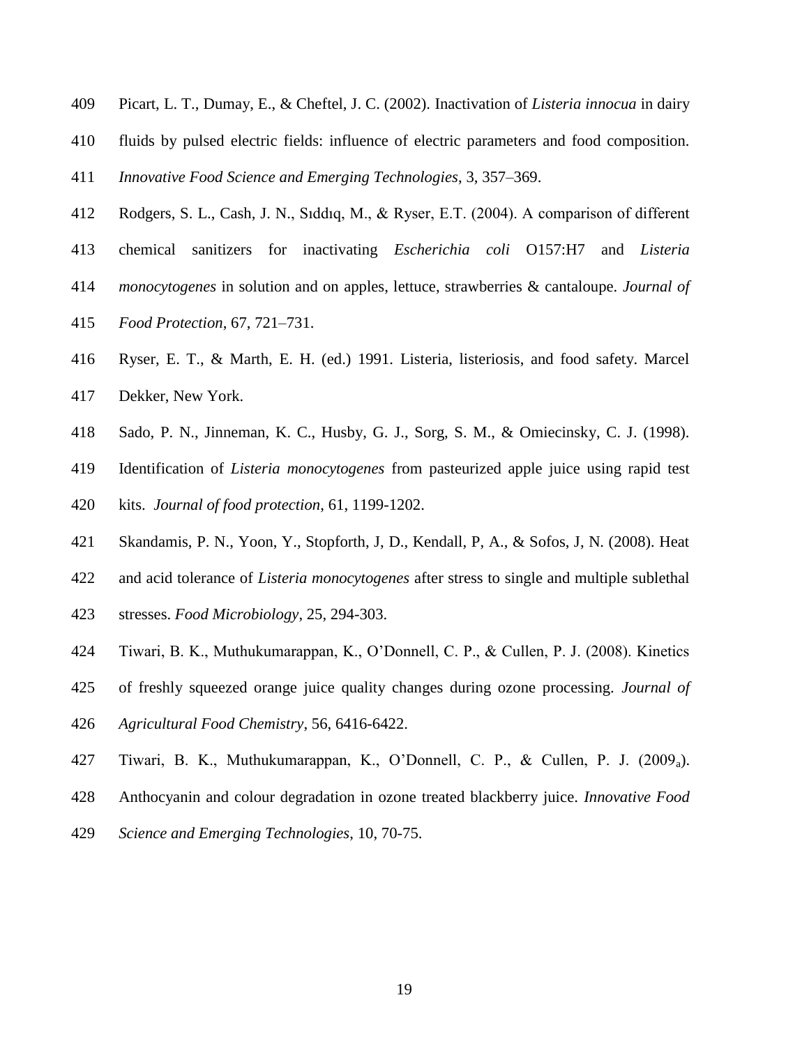Picart, L. T., Dumay, E., & Cheftel, J. C. (2002). Inactivation of *Listeria innocua* in dairy fluids by pulsed electric fields: influence of electric parameters and food composition. *Innovative Food Science and Emerging Technologies*, 3, 357–369.

Rodgers, S. L., Cash, J. N., Sıddıq, M., & Ryser, E.T. (2004). A comparison of different chemical sanitizers for inactivating *Escherichia coli* O157:H7 and *Listeria monocytogenes* in solution and on apples, lettuce, strawberries & cantaloupe. *Journal of Food Protection*, 67, 721–731.

Ryser, E. T., & Marth, E. H. (ed.) 1991. Listeria, listeriosis, and food safety. Marcel Dekker, New York.

Sado, P. N., Jinneman, K. C., Husby, G. J., Sorg, S. M., & Omiecinsky, C. J. (1998). Identification of *Listeria monocytogenes* from pasteurized apple juice using rapid test kits. *Journal of food protection*, 61, 1199-1202.

Skandamis, P. N., Yoon, Y., Stopforth, J, D., Kendall, P, A., & Sofos, J, N. (2008). Heat and acid tolerance of *Listeria monocytogenes* after stress to single and multiple sublethal stresses. *Food Microbiology*, 25, 294-303.

Tiwari, B. K., Muthukumarappan, K., O'Donnell, C. P., & Cullen, P. J. (2008). Kinetics of freshly squeezed orange juice quality changes during ozone processing. *Journal of Agricultural Food Chemistry*, 56, 6416-6422.

Tiwari, B. K., Muthukumarappan, K., O'Donnell, C. P., & Cullen, P. J. ($2009_a$). Anthocyanin and colour degradation in ozone treated blackberry juice. *Innovative Food Science and Emerging Technologies*, 10, 70-75.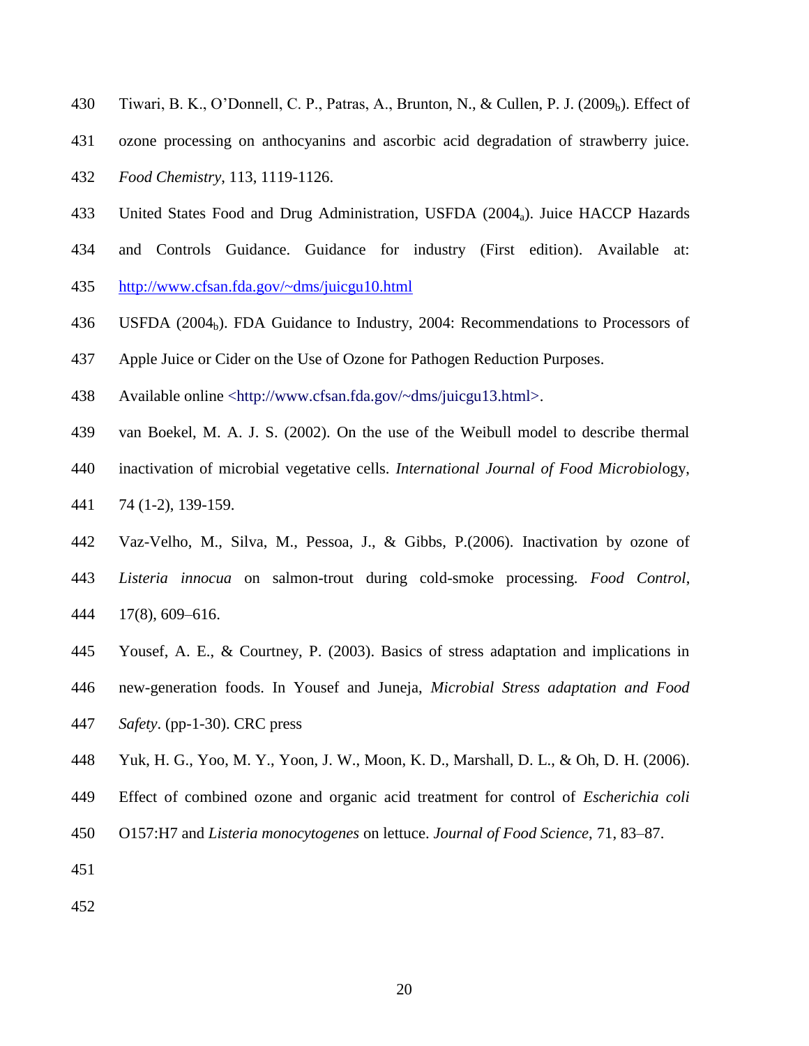Tiwari, B. K., O'Donnell, C. P., Patras, A., Brunton, N., & Cullen, P. J. (2009$_b$). Effect of ozone processing on anthocyanins and ascorbic acid degradation of strawberry juice. *Food Chemistry*, 113, 1119-1126.

United States Food and Drug Administration, USFDA (2004$_a$). Juice HACCP Hazards and Controls Guidance. Guidance for industry (First edition). Available at: http://www.cfsan.fda.gov/~dms/juicgu10.html

USFDA (2004$_b$). FDA Guidance to Industry, 2004: Recommendations to Processors of Apple Juice or Cider on the Use of Ozone for Pathogen Reduction Purposes. Available online <http://www.cfsan.fda.gov/~dms/juicgu13.html>.

van Boekel, M. A. J. S. (2002). On the use of the Weibull model to describe thermal inactivation of microbial vegetative cells. *International Journal of Food Microbiology*, 74 (1-2), 139-159.

Vaz-Velho, M., Silva, M., Pessoa, J., & Gibbs, P.(2006). Inactivation by ozone of *Listeria innocua* on salmon-trout during cold-smoke processing. *Food Control*, 17(8), 609–616.

Yousef, A. E., & Courtney, P. (2003). Basics of stress adaptation and implications in new-generation foods. In Yousef and Juneja, *Microbial Stress adaptation and Food Safety*. (pp-1-30). CRC press

Yuk, H. G., Yoo, M. Y., Yoon, J. W., Moon, K. D., Marshall, D. L., & Oh, D. H. (2006). Effect of combined ozone and organic acid treatment for control of *Escherichia coli* O157:H7 and *Listeria monocytogenes* on lettuce. *Journal of Food Science*, 71, 83–87.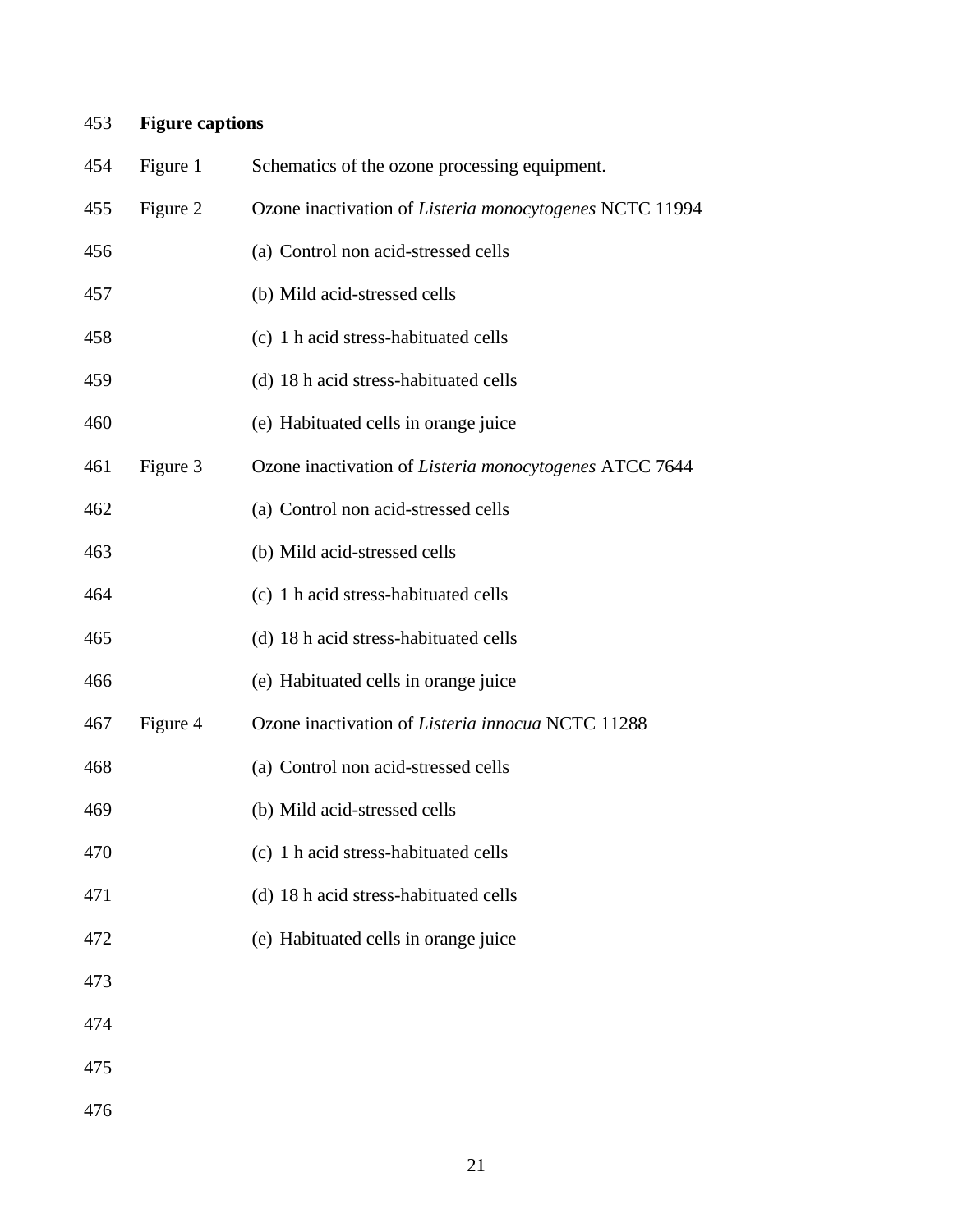**Figure captions**

Figure 1 Schematics of the ozone processing equipment.

Figure 2 Ozone inactivation of *Listeria monocytogenes* NCTC 11994

(a) Control non acid-stressed cells

(b) Mild acid-stressed cells

(c) 1 h acid stress-habituated cells

(d) 18 h acid stress-habituated cells

(e) Habituated cells in orange juice

Figure 3 Ozone inactivation of *Listeria monocytogenes* ATCC 7644

(a) Control non acid-stressed cells

(b) Mild acid-stressed cells

(c) 1 h acid stress-habituated cells

(d) 18 h acid stress-habituated cells

(e) Habituated cells in orange juice

Figure 4 Ozone inactivation of *Listeria innocua* NCTC 11288

(a) Control non acid-stressed cells

(b) Mild acid-stressed cells

(c) 1 h acid stress-habituated cells

(d) 18 h acid stress-habituated cells

(e) Habituated cells in orange juice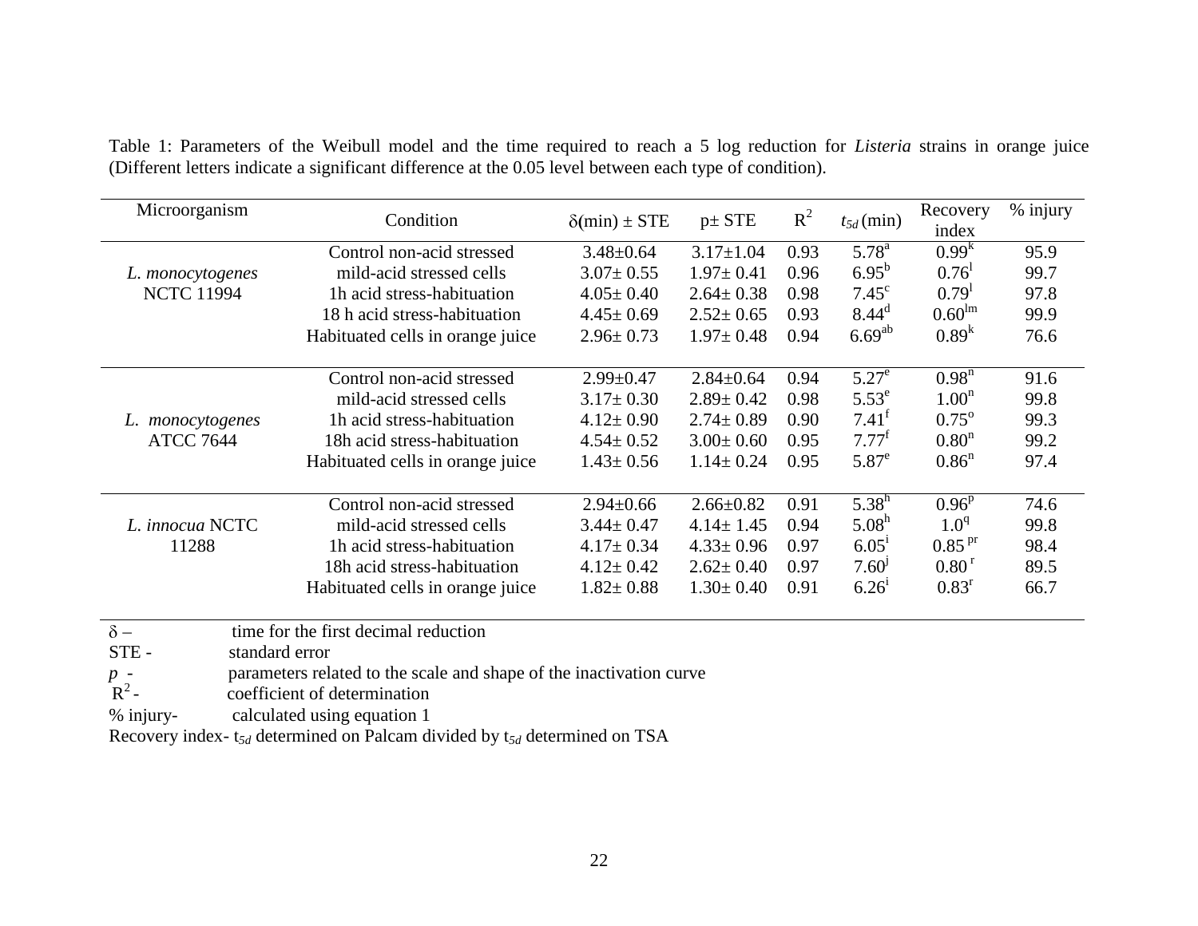Table 1: Parameters of the Weibull model and the time required to reach a 5 log reduction for *Listeria* strains in orange juice (Different letters indicate a significant difference at the 0.05 level between each type of condition).

| Microorganism | Condition | $\delta$(min) ± STE | p± STE | $R^2$ | $t_{5d}$ (min) | Recovery index | % injury |
|---|---|---|---|---|---|---|---|
| *L. monocytogenes* NCTC 11994 | Control non-acid stressed | 3.48±0.64 | 3.17±1.04 | 0.93 | 5.78[a] | 0.99[k] | 95.9 |
| | mild-acid stressed cells | 3.07± 0.55 | 1.97± 0.41 | 0.96 | 6.95[b] | 0.76[l] | 99.7 |
| | 1h acid stress-habituation | 4.05± 0.40 | 2.64± 0.38 | 0.98 | 7.45[c] | 0.79[l] | 97.8 |
| | 18 h acid stress-habituation | 4.45± 0.69 | 2.52± 0.65 | 0.93 | 8.44[d] | 0.60[lm] | 99.9 |
| | Habituated cells in orange juice | 2.96± 0.73 | 1.97± 0.48 | 0.94 | 6.69[ab] | 0.89[k] | 76.6 |
| *L. monocytogenes* ATCC 7644 | Control non-acid stressed | 2.99±0.47 | 2.84±0.64 | 0.94 | 5.27[e] | 0.98[n] | 91.6 |
| | mild-acid stressed cells | 3.17± 0.30 | 2.89± 0.42 | 0.98 | 5.53[e] | 1.00[n] | 99.8 |
| | 1h acid stress-habituation | 4.12± 0.90 | 2.74± 0.89 | 0.90 | 7.41[f] | 0.75[o] | 99.3 |
| | 18h acid stress-habituation | 4.54± 0.52 | 3.00± 0.60 | 0.95 | 7.77[f] | 0.80[n] | 99.2 |
| | Habituated cells in orange juice | 1.43± 0.56 | 1.14± 0.24 | 0.95 | 5.87[e] | 0.86[n] | 97.4 |
| *L. innocua* NCTC 11288 | Control non-acid stressed | 2.94±0.66 | 2.66±0.82 | 0.91 | 5.38[h] | 0.96[p] | 74.6 |
| | mild-acid stressed cells | 3.44± 0.47 | 4.14± 1.45 | 0.94 | 5.08[h] | 1.0[q] | 99.8 |
| | 1h acid stress-habituation | 4.17± 0.34 | 4.33± 0.96 | 0.97 | 6.05[i] | 0.85[pr] | 98.4 |
| | 18h acid stress-habituation | 4.12± 0.42 | 2.62± 0.40 | 0.97 | 7.60[j] | 0.80[r] | 89.5 |
| | Habituated cells in orange juice | 1.82± 0.88 | 1.30± 0.40 | 0.91 | 6.26[i] | 0.83[r] | 66.7 |

$\delta$ – time for the first decimal reduction
STE - standard error
*p* - parameters related to the scale and shape of the inactivation curve
$R^2$ - coefficient of determination
% injury- calculated using equation 1
Recovery index- $t_{5d}$ determined on Palcam divided by $t_{5d}$ determined on TSA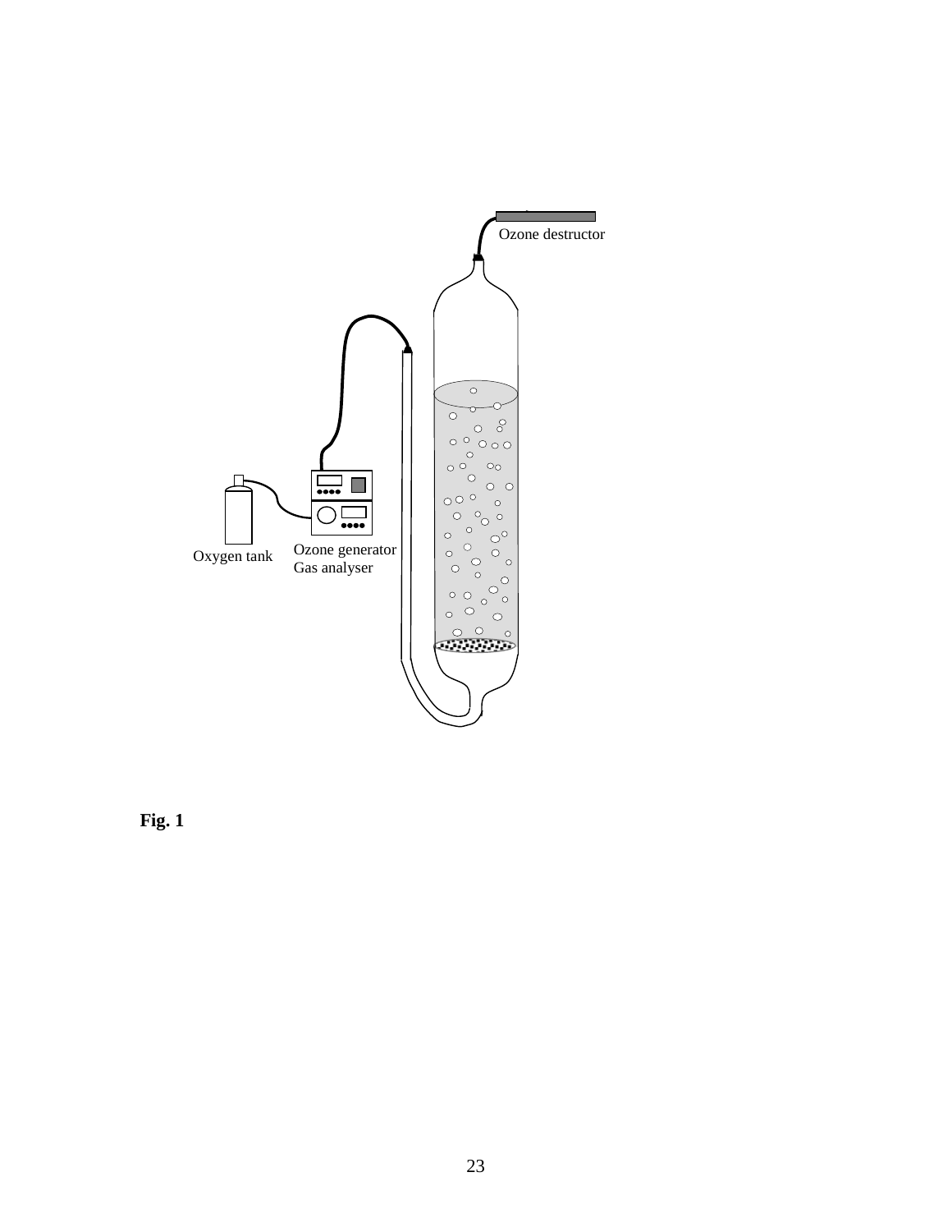Ozone destructor

Oxygen tank

Ozone generator
Gas analyser

**Fig. 1**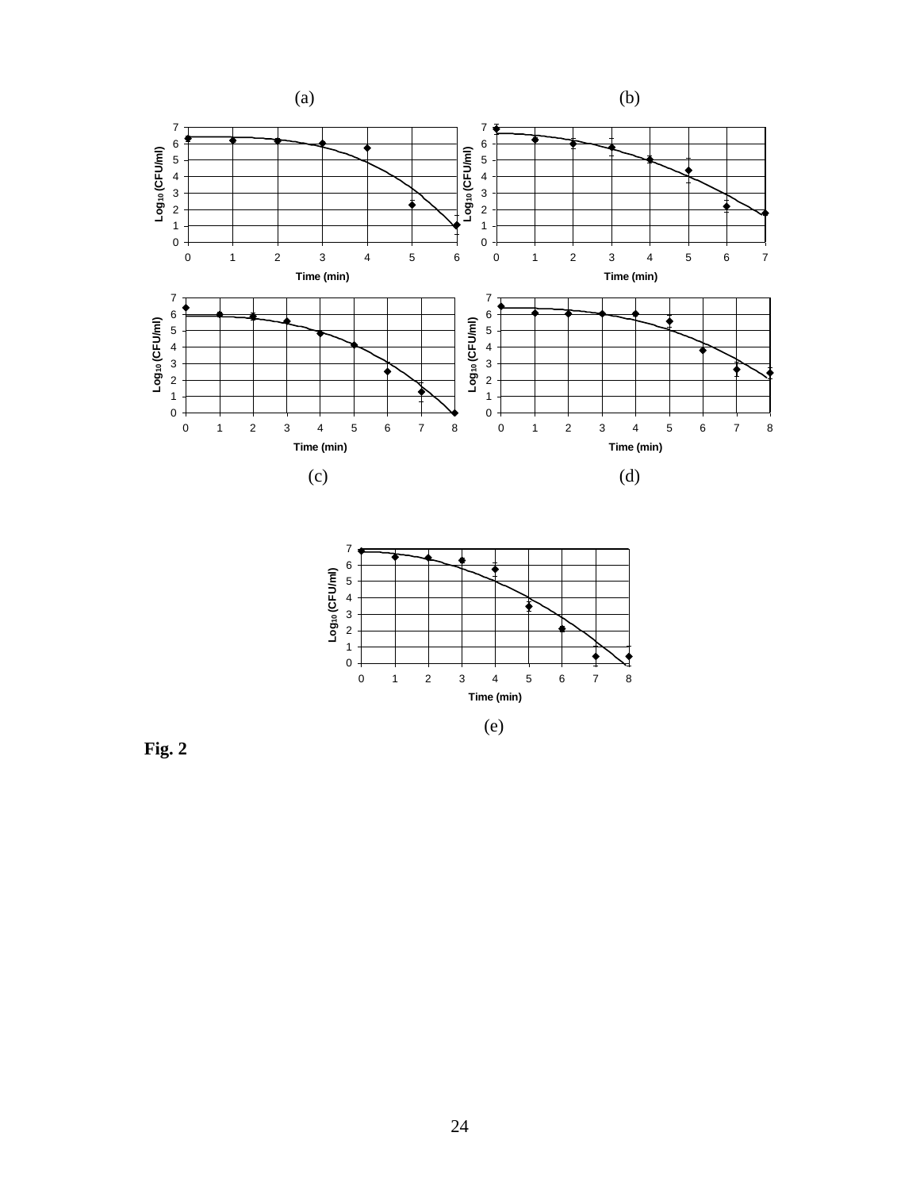(a)

(b)

(c)

(d)

(e)

**Fig. 2**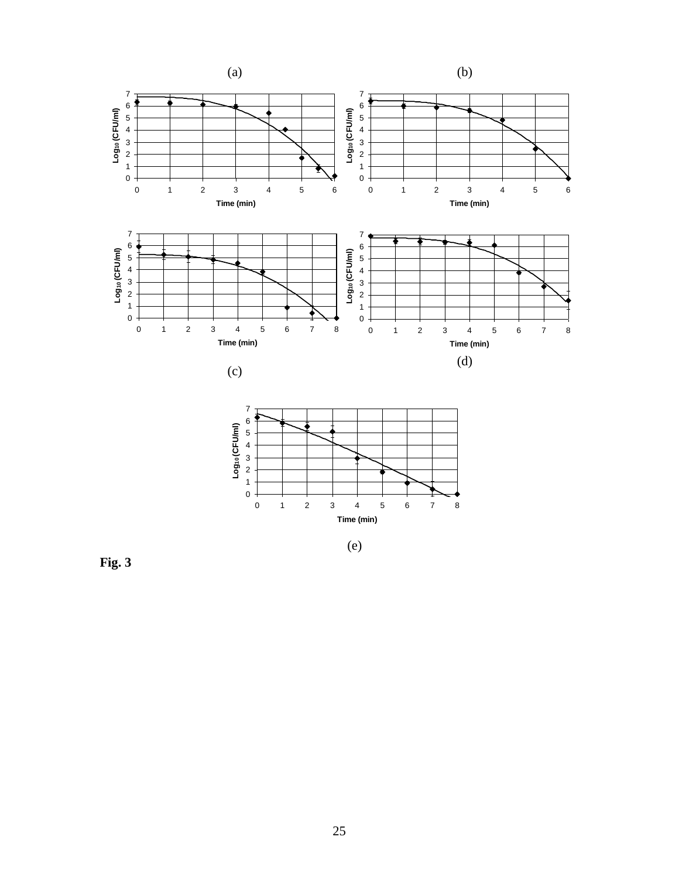(a)

(b)

(c)

(d)

(e)

**Fig. 3**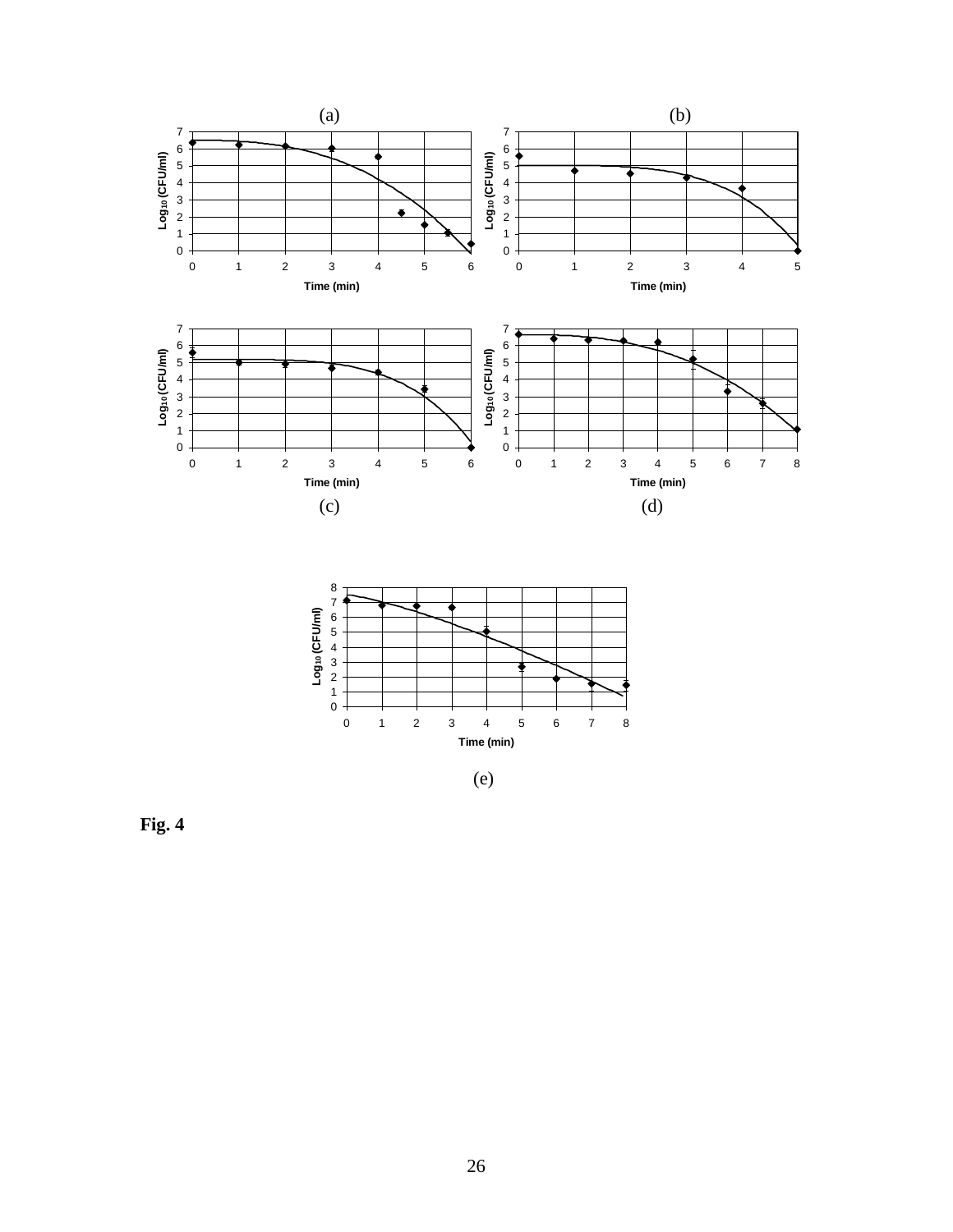(a)

7
6
5
4
3
2
1
0

Log10 (CFU/ml)

0 1 2 3 4 5 6

Time (min)

(b)

7
6
5
4
3
2
1
0

Log10 (CFU/ml)

0 1 2 3 4 5

Time (min)

7
6
5
4
3
2
1
0

Log10 (CFU/ml)

0 1 2 3 4 5 6

Time (min)

(c)

7
6
5
4
3
2
1
0

Log10 (CFU/ml)

0 1 2 3 4 5 6 7 8

Time (min)

(d)

8
7
6
5
4
3
2
1
0

Log10 (CFU/ml)

0 1 2 3 4 5 6 7 8

Time (min)

(e)

**Fig. 4**